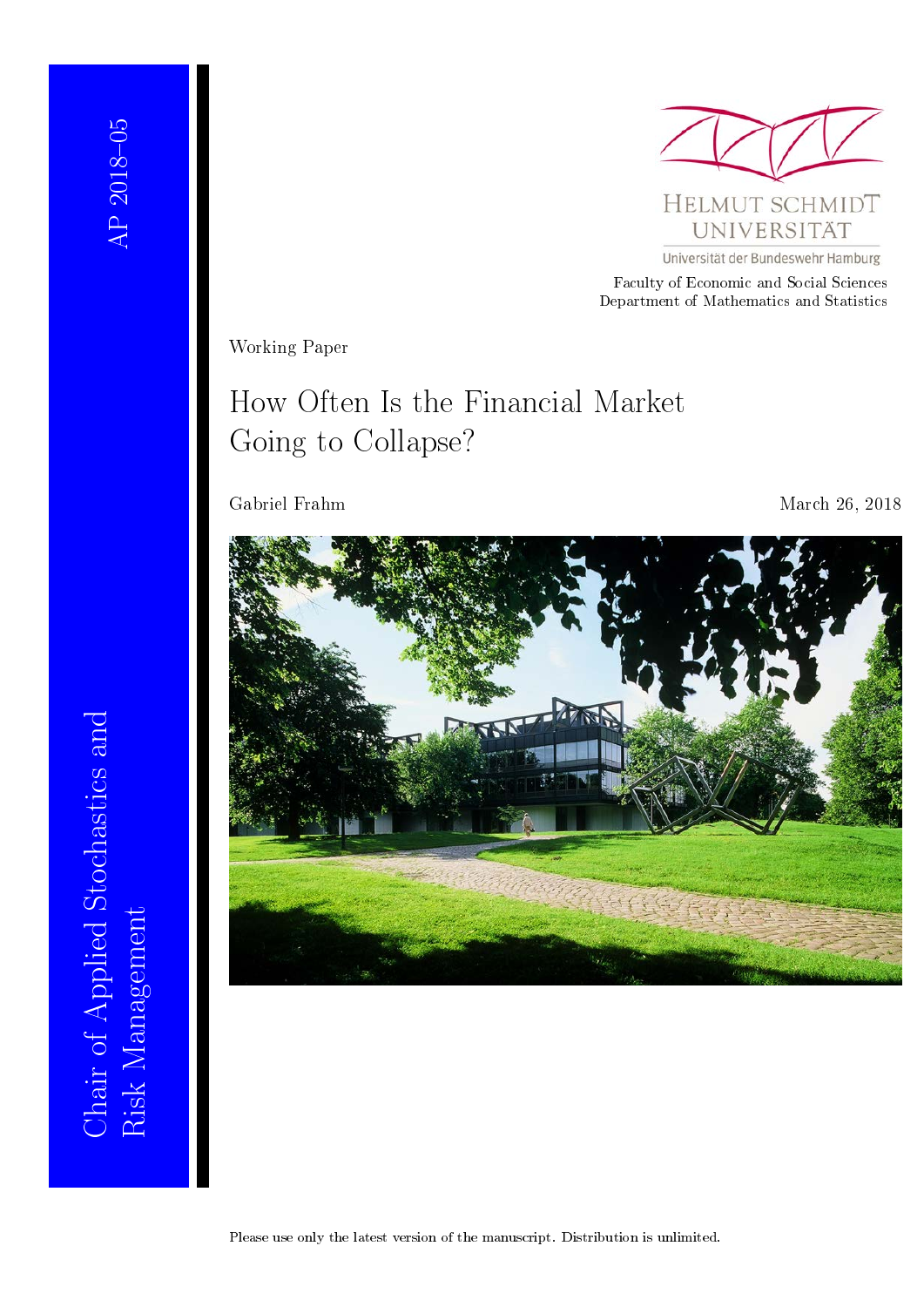AP 2018–05

Chair of Applied Stochastics and Risk Management

HELMUT SCHMIDT UNIVERSITÄT

Universität der Bundeswehr Hamburg

Faculty of Economic and Social Sciences
Department of Mathematics and Statistics

Working Paper

# How Often Is the Financial Market Going to Collapse?

Gabriel Frahm

March 26, 2018

Please use only the latest version of the manuscript. Distribution is unlimited.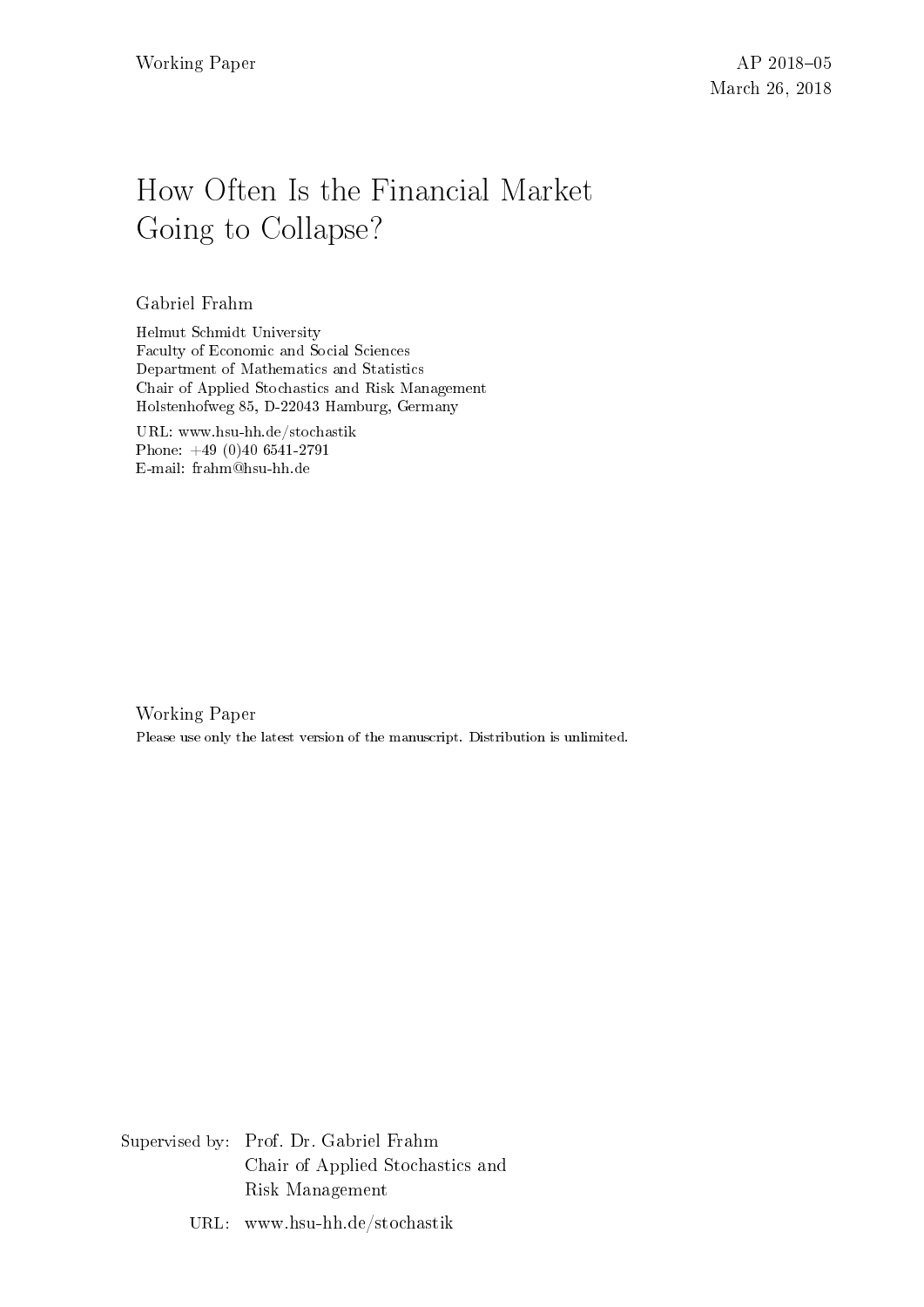Working Paper

AP 2018–05
March 26, 2018

# How Often Is the Financial Market Going to Collapse?

Gabriel Frahm

Helmut Schmidt University
Faculty of Economic and Social Sciences
Department of Mathematics and Statistics
Chair of Applied Stochastics and Risk Management
Holstenhofweg 85, D-22043 Hamburg, Germany

URL: www.hsu-hh.de/stochastik
Phone: +49 (0)40 6541-2791
E-mail: frahm@hsu-hh.de

Working Paper
Please use only the latest version of the manuscript. Distribution is unlimited.

Supervised by: Prof. Dr. Gabriel Frahm
Chair of Applied Stochastics and Risk Management

URL: www.hsu-hh.de/stochastik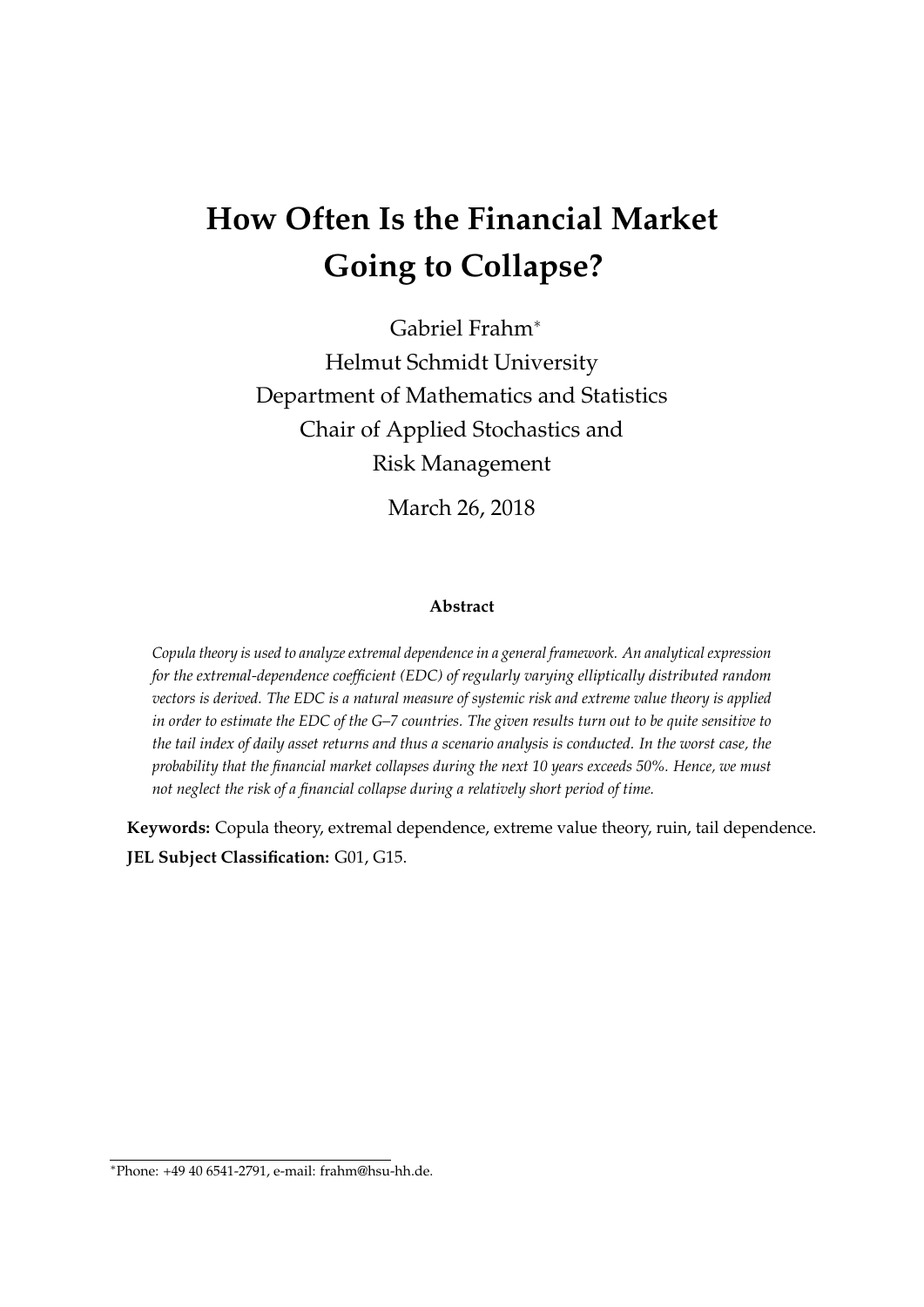# How Often Is the Financial Market Going to Collapse?

Gabriel Frahm*

Helmut Schmidt University

Department of Mathematics and Statistics

Chair of Applied Stochastics and Risk Management

March 26, 2018

**Abstract**

*Copula theory is used to analyze extremal dependence in a general framework. An analytical expression for the extremal-dependence coefficient (EDC) of regularly varying elliptically distributed random vectors is derived. The EDC is a natural measure of systemic risk and extreme value theory is applied in order to estimate the EDC of the G–7 countries. The given results turn out to be quite sensitive to the tail index of daily asset returns and thus a scenario analysis is conducted. In the worst case, the probability that the financial market collapses during the next 10 years exceeds 50%. Hence, we must not neglect the risk of a financial collapse during a relatively short period of time.*

**Keywords:** Copula theory, extremal dependence, extreme value theory, ruin, tail dependence.

**JEL Subject Classification:** G01, G15.

*Phone: +49 40 6541-2791, e-mail: frahm@hsu-hh.de.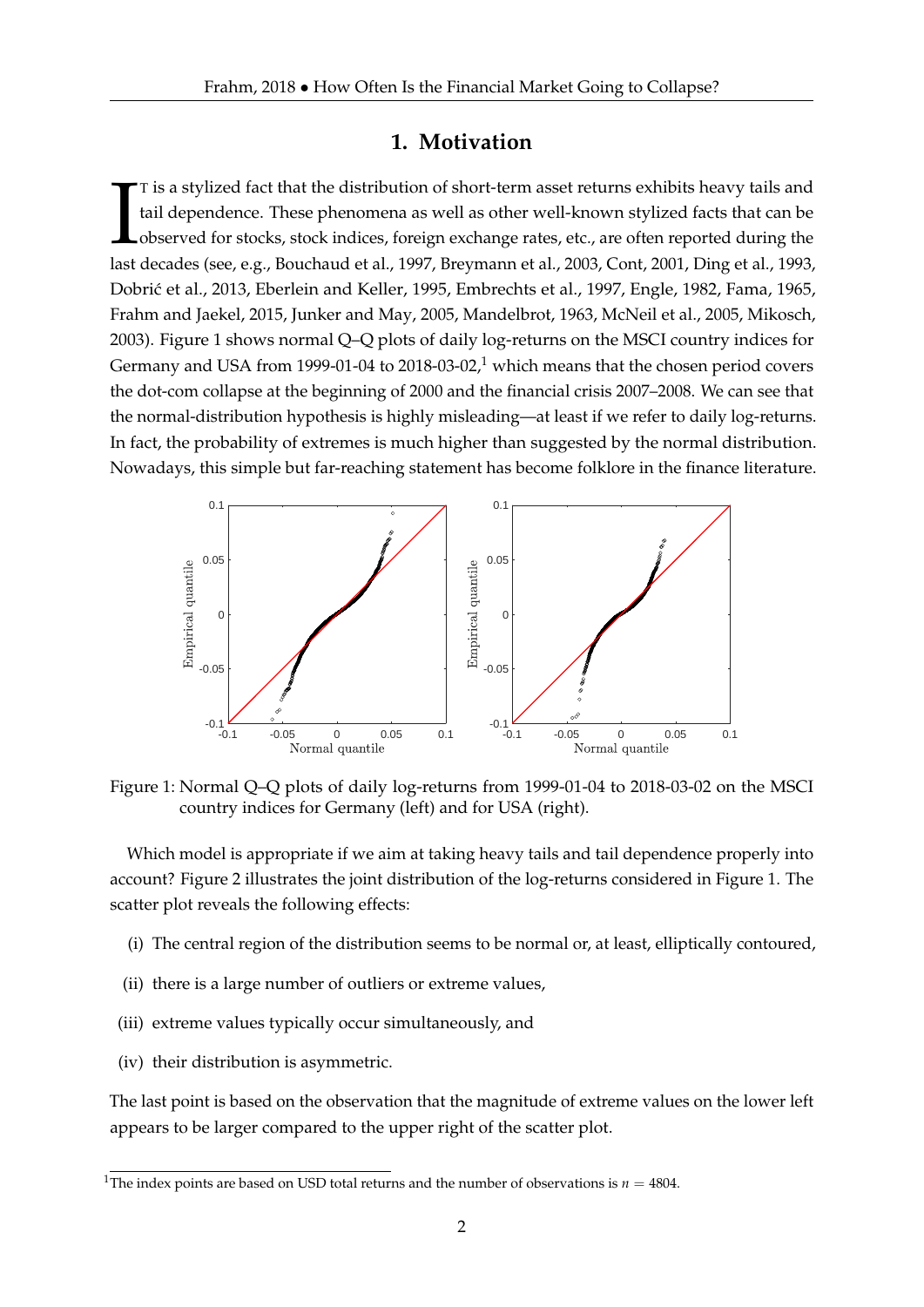## 1. Motivation

It is a stylized fact that the distribution of short-term asset returns exhibits heavy tails and tail dependence. These phenomena as well as other well-known stylized facts that can be observed for stocks, stock indices, foreign exchange rates, etc., are often reported during the last decades (see, e.g., Bouchaud et al., 1997, Breymann et al., 2003, Cont, 2001, Ding et al., 1993, Dobrić et al., 2013, Eberlein and Keller, 1995, Embrechts et al., 1997, Engle, 1982, Fama, 1965, Frahm and Jaekel, 2015, Junker and May, 2005, Mandelbrot, 1963, McNeil et al., 2005, Mikosch, 2003). Figure 1 shows normal Q–Q plots of daily log-returns on the MSCI country indices for Germany and USA from 1999-01-04 to 2018-03-02,[1] which means that the chosen period covers the dot-com collapse at the beginning of 2000 and the financial crisis 2007–2008. We can see that the normal-distribution hypothesis is highly misleading—at least if we refer to daily log-returns. In fact, the probability of extremes is much higher than suggested by the normal distribution. Nowadays, this simple but far-reaching statement has become folklore in the finance literature.

Figure 1: Normal Q–Q plots of daily log-returns from 1999-01-04 to 2018-03-02 on the MSCI country indices for Germany (left) and for USA (right).

Which model is appropriate if we aim at taking heavy tails and tail dependence properly into account? Figure 2 illustrates the joint distribution of the log-returns considered in Figure 1. The scatter plot reveals the following effects:

(i) The central region of the distribution seems to be normal or, at least, elliptically contoured,

(ii) there is a large number of outliers or extreme values,

(iii) extreme values typically occur simultaneously, and

(iv) their distribution is asymmetric.

The last point is based on the observation that the magnitude of extreme values on the lower left appears to be larger compared to the upper right of the scatter plot.

[1] The index points are based on USD total returns and the number of observations is $n = 4804$.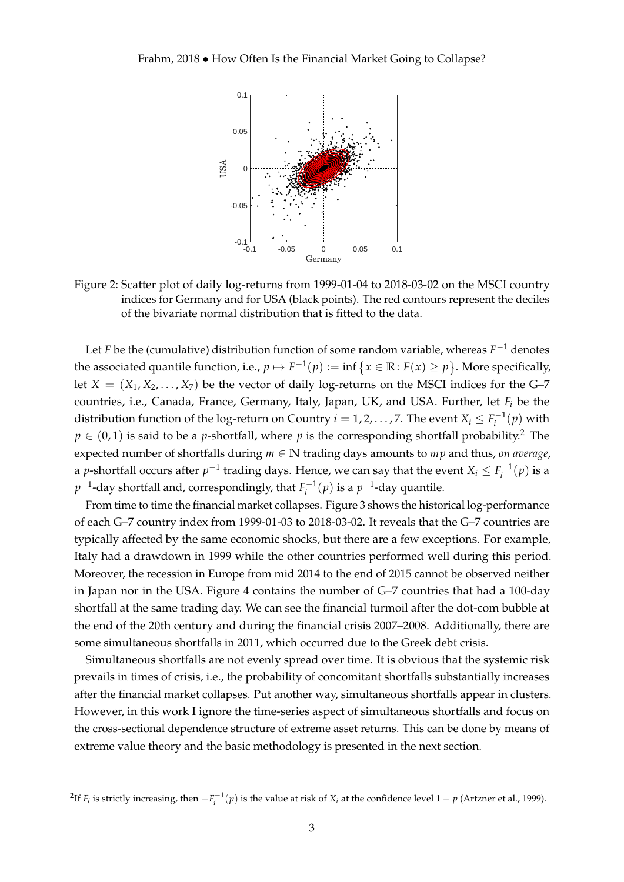Figure 2: Scatter plot of daily log-returns from 1999-01-04 to 2018-03-02 on the MSCI country indices for Germany and for USA (black points). The red contours represent the deciles of the bivariate normal distribution that is fitted to the data.

Let $F$ be the (cumulative) distribution function of some random variable, whereas $F^{-1}$ denotes the associated quantile function, i.e., $p \mapsto F^{-1}(p) := \inf\{x \in \mathbb{R} : F(x) \geq p\}$. More specifically, let $X = (X_1, X_2, \ldots, X_7)$ be the vector of daily log-returns on the MSCI indices for the G–7 countries, i.e., Canada, France, Germany, Italy, Japan, UK, and USA. Further, let $F_i$ be the distribution function of the log-return on Country $i = 1, 2, \ldots, 7$. The event $X_i \leq F_i^{-1}(p)$ with $p \in (0,1)$ is said to be a $p$-shortfall, where $p$ is the corresponding shortfall probability.[2] The expected number of shortfalls during $m \in \mathbb{N}$ trading days amounts to $mp$ and thus, *on average*, a $p$-shortfall occurs after $p^{-1}$ trading days. Hence, we can say that the event $X_i \leq F_i^{-1}(p)$ is a $p^{-1}$-day shortfall and, correspondingly, that $F_i^{-1}(p)$ is a $p^{-1}$-day quantile.

From time to time the financial market collapses. Figure 3 shows the historical log-performance of each G–7 country index from 1999-01-03 to 2018-03-02. It reveals that the G–7 countries are typically affected by the same economic shocks, but there are a few exceptions. For example, Italy had a drawdown in 1999 while the other countries performed well during this period. Moreover, the recession in Europe from mid 2014 to the end of 2015 cannot be observed neither in Japan nor in the USA. Figure 4 contains the number of G–7 countries that had a 100-day shortfall at the same trading day. We can see the financial turmoil after the dot-com bubble at the end of the 20th century and during the financial crisis 2007–2008. Additionally, there are some simultaneous shortfalls in 2011, which occurred due to the Greek debt crisis.

Simultaneous shortfalls are not evenly spread over time. It is obvious that the systemic risk prevails in times of crisis, i.e., the probability of concomitant shortfalls substantially increases after the financial market collapses. Put another way, simultaneous shortfalls appear in clusters. However, in this work I ignore the time-series aspect of simultaneous shortfalls and focus on the cross-sectional dependence structure of extreme asset returns. This can be done by means of extreme value theory and the basic methodology is presented in the next section.

[2] If $F_i$ is strictly increasing, then $-F_i^{-1}(p)$ is the value at risk of $X_i$ at the confidence level $1 - p$ (Artzner et al., 1999).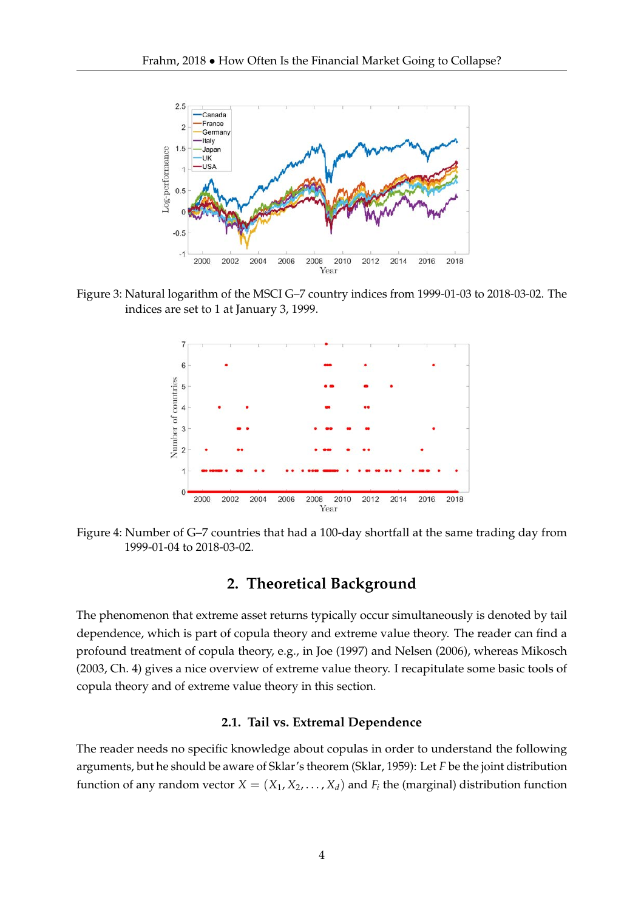Figure 3: Natural logarithm of the MSCI G–7 country indices from 1999-01-03 to 2018-03-02. The indices are set to 1 at January 3, 1999.

Figure 4: Number of G–7 countries that had a 100-day shortfall at the same trading day from 1999-01-04 to 2018-03-02.

## 2. Theoretical Background

The phenomenon that extreme asset returns typically occur simultaneously is denoted by tail dependence, which is part of copula theory and extreme value theory. The reader can find a profound treatment of copula theory, e.g., in Joe (1997) and Nelsen (2006), whereas Mikosch (2003, Ch. 4) gives a nice overview of extreme value theory. I recapitulate some basic tools of copula theory and of extreme value theory in this section.

### 2.1. Tail vs. Extremal Dependence

The reader needs no specific knowledge about copulas in order to understand the following arguments, but he should be aware of Sklar's theorem (Sklar, 1959): Let $F$ be the joint distribution function of any random vector $X = (X_1, X_2, \ldots, X_d)$ and $F_i$ the (marginal) distribution function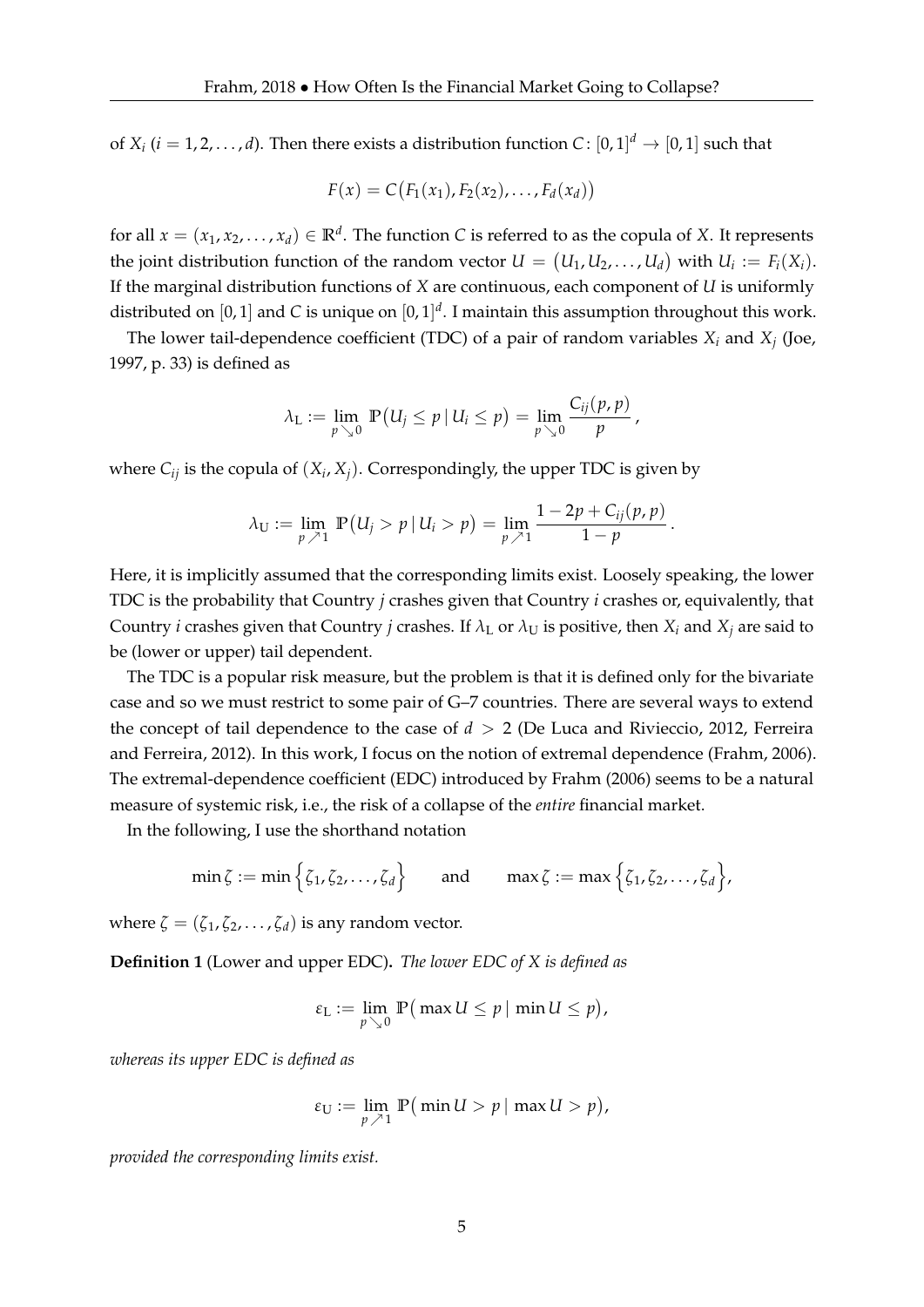of $X_i$ ($i = 1, 2, \ldots, d$). Then there exists a distribution function $C\colon [0,1]^d \to [0,1]$ such that

$$F(x) = C\big(F_1(x_1), F_2(x_2), \ldots, F_d(x_d)\big)$$

for all $x = (x_1, x_2, \ldots, x_d) \in \mathbb{R}^d$. The function $C$ is referred to as the copula of $X$. It represents the joint distribution function of the random vector $U = \big(U_1, U_2, \ldots, U_d\big)$ with $U_i := F_i(X_i)$. If the marginal distribution functions of $X$ are continuous, each component of $U$ is uniformly distributed on $[0,1]$ and $C$ is unique on $[0,1]^d$. I maintain this assumption throughout this work.

The lower tail-dependence coefficient (TDC) of a pair of random variables $X_i$ and $X_j$ (Joe, 1997, p. 33) is defined as

$$\lambda_{\mathrm{L}} := \lim_{p \searrow 0} \mathbb{P}\big(U_j \leq p \,|\, U_i \leq p\big) = \lim_{p \searrow 0} \frac{C_{ij}(p,p)}{p}\,,$$

where $C_{ij}$ is the copula of $(X_i, X_j)$. Correspondingly, the upper TDC is given by

$$\lambda_{\mathrm{U}} := \lim_{p \nearrow 1} \mathbb{P}\big(U_j > p \,|\, U_i > p\big) = \lim_{p \nearrow 1} \frac{1 - 2p + C_{ij}(p,p)}{1-p}\,.$$

Here, it is implicitly assumed that the corresponding limits exist. Loosely speaking, the lower TDC is the probability that Country $j$ crashes given that Country $i$ crashes or, equivalently, that Country $i$ crashes given that Country $j$ crashes. If $\lambda_{\mathrm{L}}$ or $\lambda_{\mathrm{U}}$ is positive, then $X_i$ and $X_j$ are said to be (lower or upper) tail dependent.

The TDC is a popular risk measure, but the problem is that it is defined only for the bivariate case and so we must restrict to some pair of G–7 countries. There are several ways to extend the concept of tail dependence to the case of $d > 2$ (De Luca and Rivieccio, 2012, Ferreira and Ferreira, 2012). In this work, I focus on the notion of extremal dependence (Frahm, 2006). The extremal-dependence coefficient (EDC) introduced by Frahm (2006) seems to be a natural measure of systemic risk, i.e., the risk of a collapse of the *entire* financial market.

In the following, I use the shorthand notation

$$\min \zeta := \min\Big\{\zeta_1, \zeta_2, \ldots, \zeta_d\Big\} \qquad \text{and} \qquad \max \zeta := \max\Big\{\zeta_1, \zeta_2, \ldots, \zeta_d\Big\},$$

where $\zeta = (\zeta_1, \zeta_2, \ldots, \zeta_d)$ is any random vector.

**Definition 1** (Lower and upper EDC)**.** *The lower EDC of $X$ is defined as*

$$\varepsilon_{\mathrm{L}} := \lim_{p \searrow 0} \mathbb{P}\big(\max U \leq p \,|\, \min U \leq p\big),$$

*whereas its upper EDC is defined as*

$$\varepsilon_{\mathrm{U}} := \lim_{p \nearrow 1} \mathbb{P}\big(\min U > p \,|\, \max U > p\big),$$

*provided the corresponding limits exist.*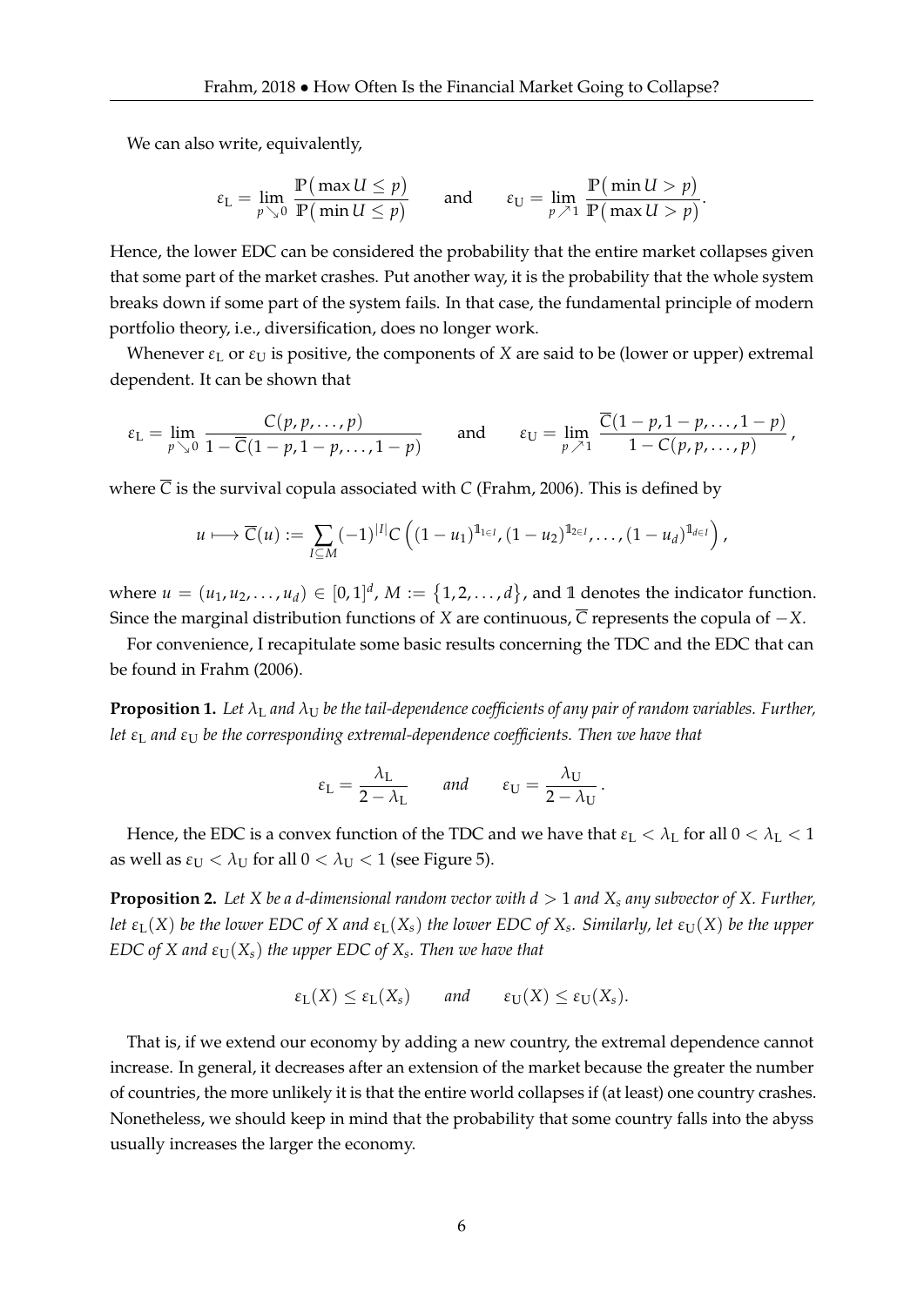We can also write, equivalently,

$$\varepsilon_{\mathrm{L}} = \lim_{p \searrow 0} \frac{\mathbb{P}\big(\max U \leq p\big)}{\mathbb{P}\big(\min U \leq p\big)} \qquad \text{and} \qquad \varepsilon_{\mathrm{U}} = \lim_{p \nearrow 1} \frac{\mathbb{P}\big(\min U > p\big)}{\mathbb{P}\big(\max U > p\big)}.$$

Hence, the lower EDC can be considered the probability that the entire market collapses given that some part of the market crashes. Put another way, it is the probability that the whole system breaks down if some part of the system fails. In that case, the fundamental principle of modern portfolio theory, i.e., diversification, does no longer work.

Whenever $\varepsilon_{\mathrm{L}}$ or $\varepsilon_{\mathrm{U}}$ is positive, the components of $X$ are said to be (lower or upper) extremal dependent. It can be shown that

$$\varepsilon_{\mathrm{L}} = \lim_{p \searrow 0} \frac{C(p, p, \ldots, p)}{1 - \overline{C}(1-p, 1-p, \ldots, 1-p)} \qquad \text{and} \qquad \varepsilon_{\mathrm{U}} = \lim_{p \nearrow 1} \frac{\overline{C}(1-p, 1-p, \ldots, 1-p)}{1 - C(p, p, \ldots, p)},$$

where $\overline{C}$ is the survival copula associated with $C$ (Frahm, 2006). This is defined by

$$u \longmapsto \overline{C}(u) := \sum_{I \subseteq M} (-1)^{|I|} C\left((1-u_1)^{\mathbb{1}_{1 \in I}}, (1-u_2)^{\mathbb{1}_{2 \in I}}, \ldots, (1-u_d)^{\mathbb{1}_{d \in I}}\right),$$

where $u = (u_1, u_2, \ldots, u_d) \in [0,1]^d$, $M := \{1, 2, \ldots, d\}$, and $\mathbb{1}$ denotes the indicator function. Since the marginal distribution functions of $X$ are continuous, $\overline{C}$ represents the copula of $-X$.

For convenience, I recapitulate some basic results concerning the TDC and the EDC that can be found in Frahm (2006).

**Proposition 1.** *Let $\lambda_{\mathrm{L}}$ and $\lambda_{\mathrm{U}}$ be the tail-dependence coefficients of any pair of random variables. Further, let $\varepsilon_{\mathrm{L}}$ and $\varepsilon_{\mathrm{U}}$ be the corresponding extremal-dependence coefficients. Then we have that*

$$\varepsilon_{\mathrm{L}} = \frac{\lambda_{\mathrm{L}}}{2 - \lambda_{\mathrm{L}}} \qquad \text{and} \qquad \varepsilon_{\mathrm{U}} = \frac{\lambda_{\mathrm{U}}}{2 - \lambda_{\mathrm{U}}}.$$

Hence, the EDC is a convex function of the TDC and we have that $\varepsilon_{\mathrm{L}} < \lambda_{\mathrm{L}}$ for all $0 < \lambda_{\mathrm{L}} < 1$ as well as $\varepsilon_{\mathrm{U}} < \lambda_{\mathrm{U}}$ for all $0 < \lambda_{\mathrm{U}} < 1$ (see Figure 5).

**Proposition 2.** *Let $X$ be a $d$-dimensional random vector with $d > 1$ and $X_s$ any subvector of $X$. Further, let $\varepsilon_{\mathrm{L}}(X)$ be the lower EDC of $X$ and $\varepsilon_{\mathrm{L}}(X_s)$ the lower EDC of $X_s$. Similarly, let $\varepsilon_{\mathrm{U}}(X)$ be the upper EDC of $X$ and $\varepsilon_{\mathrm{U}}(X_s)$ the upper EDC of $X_s$. Then we have that*

$$\varepsilon_{\mathrm{L}}(X) \leq \varepsilon_{\mathrm{L}}(X_s) \qquad \text{and} \qquad \varepsilon_{\mathrm{U}}(X) \leq \varepsilon_{\mathrm{U}}(X_s).$$

That is, if we extend our economy by adding a new country, the extremal dependence cannot increase. In general, it decreases after an extension of the market because the greater the number of countries, the more unlikely it is that the entire world collapses if (at least) one country crashes. Nonetheless, we should keep in mind that the probability that some country falls into the abyss usually increases the larger the economy.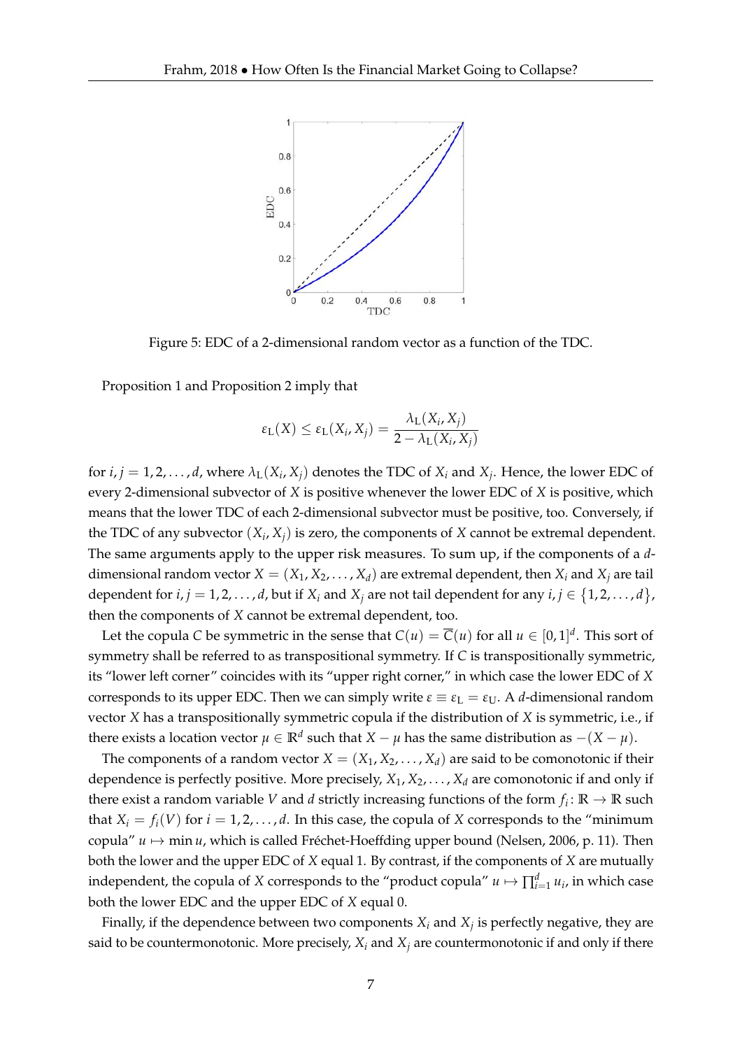Figure 5: EDC of a 2-dimensional random vector as a function of the TDC.

Proposition 1 and Proposition 2 imply that

$$\varepsilon_{\mathrm{L}}(X) \leq \varepsilon_{\mathrm{L}}(X_i, X_j) = \frac{\lambda_{\mathrm{L}}(X_i, X_j)}{2 - \lambda_{\mathrm{L}}(X_i, X_j)}$$

for $i, j = 1, 2, \ldots, d$, where $\lambda_{\mathrm{L}}(X_i, X_j)$ denotes the TDC of $X_i$ and $X_j$. Hence, the lower EDC of every 2-dimensional subvector of $X$ is positive whenever the lower EDC of $X$ is positive, which means that the lower TDC of each 2-dimensional subvector must be positive, too. Conversely, if the TDC of any subvector $(X_i, X_j)$ is zero, the components of $X$ cannot be extremal dependent. The same arguments apply to the upper risk measures. To sum up, if the components of a $d$-dimensional random vector $X = (X_1, X_2, \ldots, X_d)$ are extremal dependent, then $X_i$ and $X_j$ are tail dependent for $i, j = 1, 2, \ldots, d$, but if $X_i$ and $X_j$ are not tail dependent for any $i, j \in \{1, 2, \ldots, d\}$, then the components of $X$ cannot be extremal dependent, too.

Let the copula $C$ be symmetric in the sense that $C(u) = \overline{C}(u)$ for all $u \in [0, 1]^d$. This sort of symmetry shall be referred to as transpositional symmetry. If $C$ is transpositionally symmetric, its "lower left corner" coincides with its "upper right corner," in which case the lower EDC of $X$ corresponds to its upper EDC. Then we can simply write $\varepsilon \equiv \varepsilon_{\mathrm{L}} = \varepsilon_{\mathrm{U}}$. A $d$-dimensional random vector $X$ has a transpositionally symmetric copula if the distribution of $X$ is symmetric, i.e., if there exists a location vector $\mu \in \mathbb{R}^d$ such that $X - \mu$ has the same distribution as $-(X - \mu)$.

The components of a random vector $X = (X_1, X_2, \ldots, X_d)$ are said to be comonotonic if their dependence is perfectly positive. More precisely, $X_1, X_2, \ldots, X_d$ are comonotonic if and only if there exist a random variable $V$ and $d$ strictly increasing functions of the form $f_i \colon \mathbb{R} \to \mathbb{R}$ such that $X_i = f_i(V)$ for $i = 1, 2, \ldots, d$. In this case, the copula of $X$ corresponds to the "minimum copula" $u \mapsto \min u$, which is called Fréchet-Hoeffding upper bound (Nelsen, 2006, p. 11). Then both the lower and the upper EDC of $X$ equal 1. By contrast, if the components of $X$ are mutually independent, the copula of $X$ corresponds to the "product copula" $u \mapsto \prod_{i=1}^{d} u_i$, in which case both the lower EDC and the upper EDC of $X$ equal 0.

Finally, if the dependence between two components $X_i$ and $X_j$ is perfectly negative, they are said to be countermonotonic. More precisely, $X_i$ and $X_j$ are countermonotonic if and only if there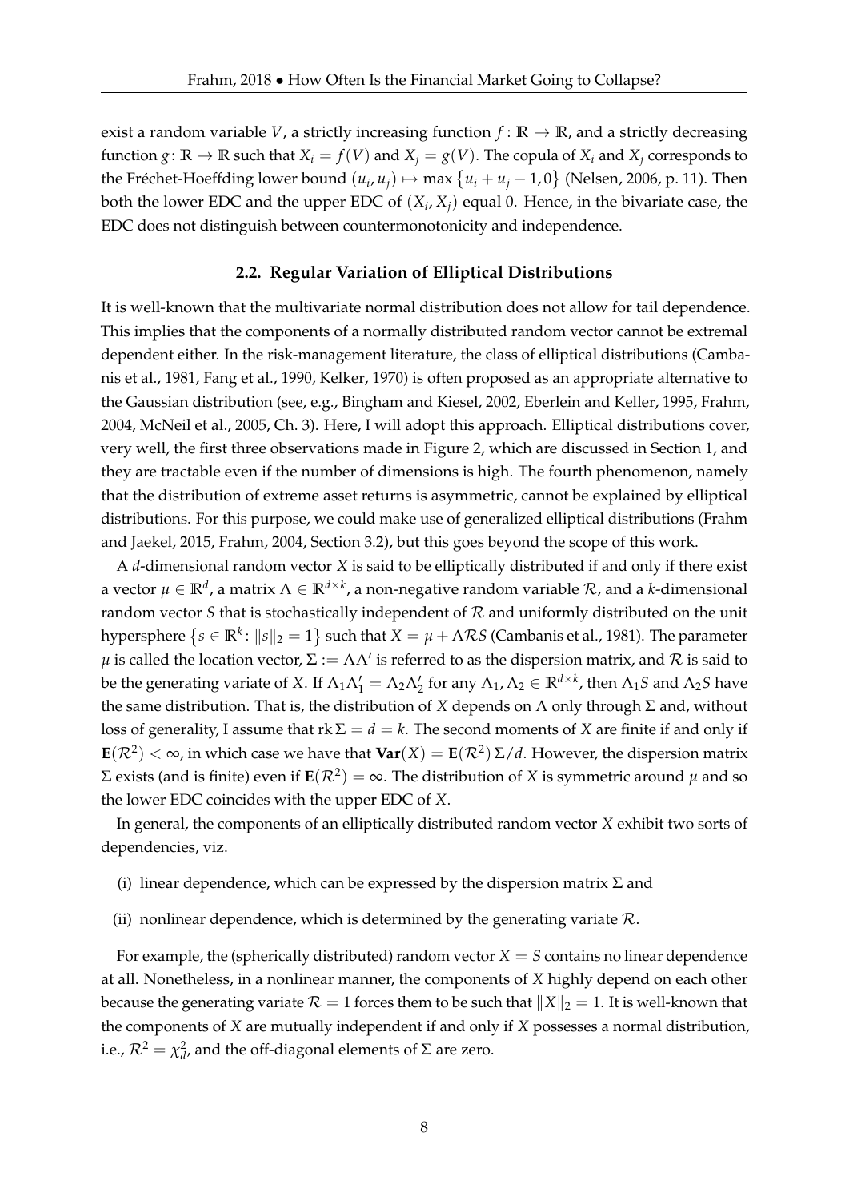exist a random variable $V$, a strictly increasing function $f \colon \mathbb{R} \to \mathbb{R}$, and a strictly decreasing function $g \colon \mathbb{R} \to \mathbb{R}$ such that $X_i = f(V)$ and $X_j = g(V)$. The copula of $X_i$ and $X_j$ corresponds to the Fréchet-Hoeffding lower bound $(u_i, u_j) \mapsto \max\{u_i + u_j - 1, 0\}$ (Nelsen, 2006, p. 11). Then both the lower EDC and the upper EDC of $(X_i, X_j)$ equal 0. Hence, in the bivariate case, the EDC does not distinguish between countermonotonicity and independence.

### 2.2. Regular Variation of Elliptical Distributions

It is well-known that the multivariate normal distribution does not allow for tail dependence. This implies that the components of a normally distributed random vector cannot be extremal dependent either. In the risk-management literature, the class of elliptical distributions (Cambanis et al., 1981, Fang et al., 1990, Kelker, 1970) is often proposed as an appropriate alternative to the Gaussian distribution (see, e.g., Bingham and Kiesel, 2002, Eberlein and Keller, 1995, Frahm, 2004, McNeil et al., 2005, Ch. 3). Here, I will adopt this approach. Elliptical distributions cover, very well, the first three observations made in Figure 2, which are discussed in Section 1, and they are tractable even if the number of dimensions is high. The fourth phenomenon, namely that the distribution of extreme asset returns is asymmetric, cannot be explained by elliptical distributions. For this purpose, we could make use of generalized elliptical distributions (Frahm and Jaekel, 2015, Frahm, 2004, Section 3.2), but this goes beyond the scope of this work.

A $d$-dimensional random vector $X$ is said to be elliptically distributed if and only if there exist a vector $\mu \in \mathbb{R}^d$, a matrix $\Lambda \in \mathbb{R}^{d \times k}$, a non-negative random variable $\mathcal{R}$, and a $k$-dimensional random vector $S$ that is stochastically independent of $\mathcal{R}$ and uniformly distributed on the unit hypersphere $\{s \in \mathbb{R}^k \colon \|s\|_2 = 1\}$ such that $X = \mu + \Lambda \mathcal{R} S$ (Cambanis et al., 1981). The parameter $\mu$ is called the location vector, $\Sigma := \Lambda\Lambda'$ is referred to as the dispersion matrix, and $\mathcal{R}$ is said to be the generating variate of $X$. If $\Lambda_1\Lambda_1' = \Lambda_2\Lambda_2'$ for any $\Lambda_1, \Lambda_2 \in \mathbb{R}^{d \times k}$, then $\Lambda_1 S$ and $\Lambda_2 S$ have the same distribution. That is, the distribution of $X$ depends on $\Lambda$ only through $\Sigma$ and, without loss of generality, I assume that $\operatorname{rk}\Sigma = d = k$. The second moments of $X$ are finite if and only if $\mathbf{E}(\mathcal{R}^2) < \infty$, in which case we have that $\mathbf{Var}(X) = \mathbf{E}(\mathcal{R}^2)\,\Sigma/d$. However, the dispersion matrix $\Sigma$ exists (and is finite) even if $\mathbf{E}(\mathcal{R}^2) = \infty$. The distribution of $X$ is symmetric around $\mu$ and so the lower EDC coincides with the upper EDC of $X$.

In general, the components of an elliptically distributed random vector $X$ exhibit two sorts of dependencies, viz.

(i) linear dependence, which can be expressed by the dispersion matrix $\Sigma$ and

(ii) nonlinear dependence, which is determined by the generating variate $\mathcal{R}$.

For example, the (spherically distributed) random vector $X = S$ contains no linear dependence at all. Nonetheless, in a nonlinear manner, the components of $X$ highly depend on each other because the generating variate $\mathcal{R} = 1$ forces them to be such that $\|X\|_2 = 1$. It is well-known that the components of $X$ are mutually independent if and only if $X$ possesses a normal distribution, i.e., $\mathcal{R}^2 = \chi^2_d$, and the off-diagonal elements of $\Sigma$ are zero.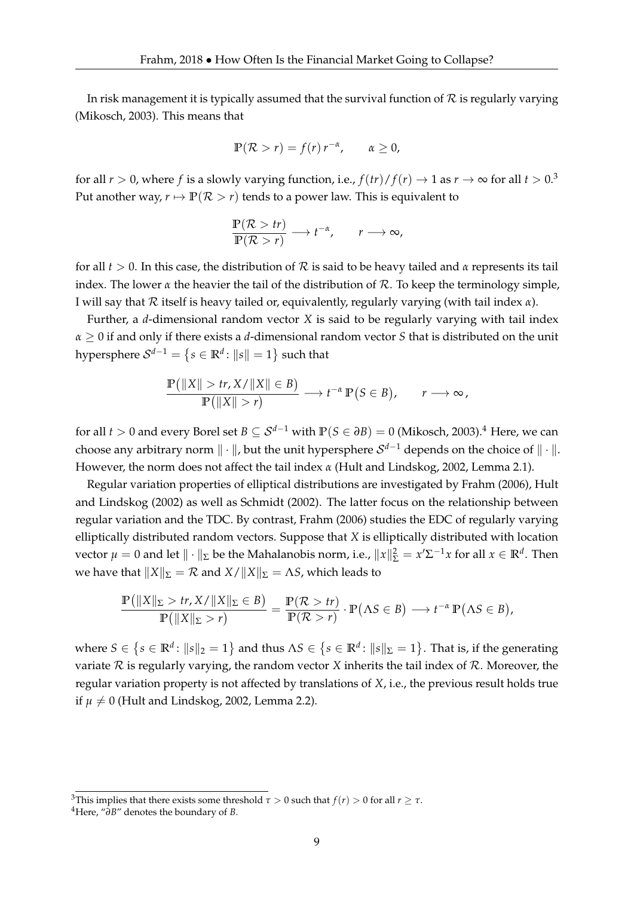In risk management it is typically assumed that the survival function of $\mathcal{R}$ is regularly varying (Mikosch, 2003). This means that

$$\mathbb{P}(\mathcal{R} > r) = f(r)\, r^{-\alpha}, \qquad \alpha \geq 0,$$

for all $r > 0$, where $f$ is a slowly varying function, i.e., $f(tr)/f(r) \to 1$ as $r \to \infty$ for all $t > 0$.[3] Put another way, $r \mapsto \mathbb{P}(\mathcal{R} > r)$ tends to a power law. This is equivalent to

$$\frac{\mathbb{P}(\mathcal{R} > tr)}{\mathbb{P}(\mathcal{R} > r)} \longrightarrow t^{-\alpha}, \qquad r \longrightarrow \infty,$$

for all $t > 0$. In this case, the distribution of $\mathcal{R}$ is said to be heavy tailed and $\alpha$ represents its tail index. The lower $\alpha$ the heavier the tail of the distribution of $\mathcal{R}$. To keep the terminology simple, I will say that $\mathcal{R}$ itself is heavy tailed or, equivalently, regularly varying (with tail index $\alpha$).

Further, a $d$-dimensional random vector $X$ is said to be regularly varying with tail index $\alpha \geq 0$ if and only if there exists a $d$-dimensional random vector $S$ that is distributed on the unit hypersphere $\mathcal{S}^{d-1} = \{s \in \mathbb{R}^d : \|s\| = 1\}$ such that

$$\frac{\mathbb{P}\big(\|X\| > tr, X/\|X\| \in B\big)}{\mathbb{P}\big(\|X\| > r\big)} \longrightarrow t^{-\alpha}\, \mathbb{P}\big(S \in B\big), \qquad r \longrightarrow \infty\,,$$

for all $t > 0$ and every Borel set $B \subseteq \mathcal{S}^{d-1}$ with $\mathbb{P}(S \in \partial B) = 0$ (Mikosch, 2003).[4] Here, we can choose any arbitrary norm $\|\cdot\|$, but the unit hypersphere $\mathcal{S}^{d-1}$ depends on the choice of $\|\cdot\|$. However, the norm does not affect the tail index $\alpha$ (Hult and Lindskog, 2002, Lemma 2.1).

Regular variation properties of elliptical distributions are investigated by Frahm (2006), Hult and Lindskog (2002) as well as Schmidt (2002). The latter focus on the relationship between regular variation and the TDC. By contrast, Frahm (2006) studies the EDC of regularly varying elliptically distributed random vectors. Suppose that $X$ is elliptically distributed with location vector $\mu = 0$ and let $\|\cdot\|_\Sigma$ be the Mahalanobis norm, i.e., $\|x\|_\Sigma^2 = x'\Sigma^{-1}x$ for all $x \in \mathbb{R}^d$. Then we have that $\|X\|_\Sigma = \mathcal{R}$ and $X/\|X\|_\Sigma = \Lambda S$, which leads to

$$\frac{\mathbb{P}\big(\|X\|_\Sigma > tr, X/\|X\|_\Sigma \in B\big)}{\mathbb{P}\big(\|X\|_\Sigma > r\big)} = \frac{\mathbb{P}(\mathcal{R} > tr)}{\mathbb{P}(\mathcal{R} > r)} \cdot \mathbb{P}\big(\Lambda S \in B\big) \longrightarrow t^{-\alpha}\, \mathbb{P}\big(\Lambda S \in B\big),$$

where $S \in \{s \in \mathbb{R}^d : \|s\|_2 = 1\}$ and thus $\Lambda S \in \{s \in \mathbb{R}^d : \|s\|_\Sigma = 1\}$. That is, if the generating variate $\mathcal{R}$ is regularly varying, the random vector $X$ inherits the tail index of $\mathcal{R}$. Moreover, the regular variation property is not affected by translations of $X$, i.e., the previous result holds true if $\mu \neq 0$ (Hult and Lindskog, 2002, Lemma 2.2).

[3] This implies that there exists some threshold $\tau > 0$ such that $f(r) > 0$ for all $r \geq \tau$.

[4] Here, "$\partial B$" denotes the boundary of $B$.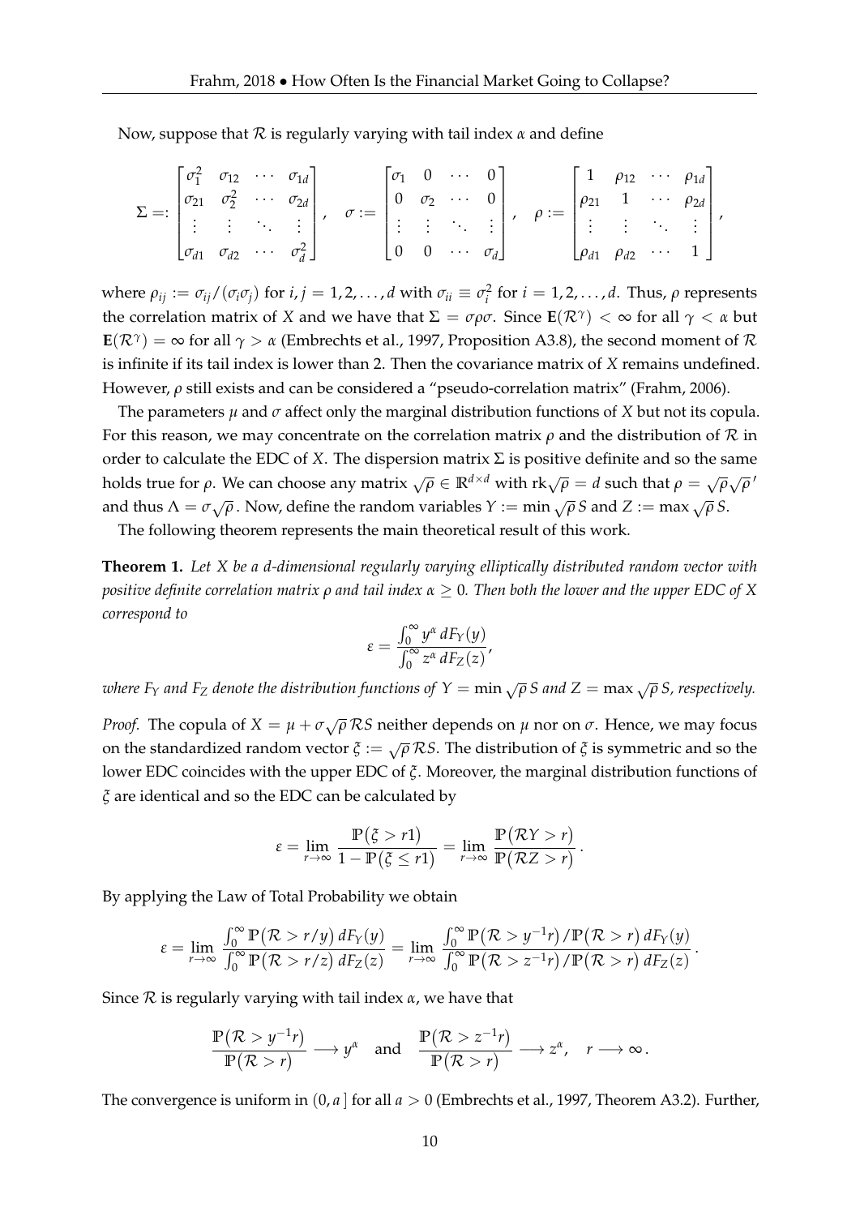Now, suppose that $\mathcal{R}$ is regularly varying with tail index $\alpha$ and define

$$\Sigma =: \begin{bmatrix} \sigma_1^2 & \sigma_{12} & \cdots & \sigma_{1d} \\ \sigma_{21} & \sigma_2^2 & \cdots & \sigma_{2d} \\ \vdots & \vdots & \ddots & \vdots \\ \sigma_{d1} & \sigma_{d2} & \cdots & \sigma_d^2 \end{bmatrix}, \quad \sigma := \begin{bmatrix} \sigma_1 & 0 & \cdots & 0 \\ 0 & \sigma_2 & \cdots & 0 \\ \vdots & \vdots & \ddots & \vdots \\ 0 & 0 & \cdots & \sigma_d \end{bmatrix}, \quad \rho := \begin{bmatrix} 1 & \rho_{12} & \cdots & \rho_{1d} \\ \rho_{21} & 1 & \cdots & \rho_{2d} \\ \vdots & \vdots & \ddots & \vdots \\ \rho_{d1} & \rho_{d2} & \cdots & 1 \end{bmatrix},$$

where $\rho_{ij} := \sigma_{ij}/(\sigma_i\sigma_j)$ for $i, j = 1, 2, \ldots, d$ with $\sigma_{ii} \equiv \sigma_i^2$ for $i = 1, 2, \ldots, d$. Thus, $\rho$ represents the correlation matrix of $X$ and we have that $\Sigma = \sigma\rho\sigma$. Since $\mathbf{E}(\mathcal{R}^\gamma) < \infty$ for all $\gamma < \alpha$ but $\mathbf{E}(\mathcal{R}^\gamma) = \infty$ for all $\gamma > \alpha$ (Embrechts et al., 1997, Proposition A3.8), the second moment of $\mathcal{R}$ is infinite if its tail index is lower than 2. Then the covariance matrix of $X$ remains undefined. However, $\rho$ still exists and can be considered a "pseudo-correlation matrix" (Frahm, 2006).

The parameters $\mu$ and $\sigma$ affect only the marginal distribution functions of $X$ but not its copula. For this reason, we may concentrate on the correlation matrix $\rho$ and the distribution of $\mathcal{R}$ in order to calculate the EDC of $X$. The dispersion matrix $\Sigma$ is positive definite and so the same holds true for $\rho$. We can choose any matrix $\sqrt{\rho} \in \mathbb{R}^{d\times d}$ with $\mathrm{rk}\sqrt{\rho} = d$ such that $\rho = \sqrt{\rho}\sqrt{\rho}'$ and thus $\Lambda = \sigma\sqrt{\rho}$. Now, define the random variables $Y := \min \sqrt{\rho}\, S$ and $Z := \max \sqrt{\rho}\, S$.

The following theorem represents the main theoretical result of this work.

**Theorem 1.** *Let $X$ be a $d$-dimensional regularly varying elliptically distributed random vector with positive definite correlation matrix $\rho$ and tail index $\alpha \geq 0$. Then both the lower and the upper EDC of $X$ correspond to*

$$\varepsilon = \frac{\int_0^\infty y^\alpha \, dF_Y(y)}{\int_0^\infty z^\alpha \, dF_Z(z)},$$

*where $F_Y$ and $F_Z$ denote the distribution functions of $Y = \min \sqrt{\rho}\, S$ and $Z = \max \sqrt{\rho}\, S$, respectively.*

*Proof.* The copula of $X = \mu + \sigma\sqrt{\rho}\,\mathcal{R}S$ neither depends on $\mu$ nor on $\sigma$. Hence, we may focus on the standardized random vector $\xi := \sqrt{\rho}\,\mathcal{R}S$. The distribution of $\xi$ is symmetric and so the lower EDC coincides with the upper EDC of $\xi$. Moreover, the marginal distribution functions of $\xi$ are identical and so the EDC can be calculated by

$$\varepsilon = \lim_{r\to\infty} \frac{\mathbb{P}(\xi > r1)}{1 - \mathbb{P}(\xi \leq r1)} = \lim_{r\to\infty} \frac{\mathbb{P}(\mathcal{R}Y > r)}{\mathbb{P}(\mathcal{R}Z > r)}.$$

By applying the Law of Total Probability we obtain

$$\varepsilon = \lim_{r\to\infty} \frac{\int_0^\infty \mathbb{P}(\mathcal{R} > r/y) \, dF_Y(y)}{\int_0^\infty \mathbb{P}(\mathcal{R} > r/z) \, dF_Z(z)} = \lim_{r\to\infty} \frac{\int_0^\infty \mathbb{P}(\mathcal{R} > y^{-1}r)/\mathbb{P}(\mathcal{R} > r) \, dF_Y(y)}{\int_0^\infty \mathbb{P}(\mathcal{R} > z^{-1}r)/\mathbb{P}(\mathcal{R} > r) \, dF_Z(z)}.$$

Since $\mathcal{R}$ is regularly varying with tail index $\alpha$, we have that

$$\frac{\mathbb{P}(\mathcal{R} > y^{-1}r)}{\mathbb{P}(\mathcal{R} > r)} \longrightarrow y^\alpha \quad \text{and} \quad \frac{\mathbb{P}(\mathcal{R} > z^{-1}r)}{\mathbb{P}(\mathcal{R} > r)} \longrightarrow z^\alpha, \quad r \longrightarrow \infty.$$

The convergence is uniform in $(0, a\,]$ for all $a > 0$ (Embrechts et al., 1997, Theorem A3.2). Further,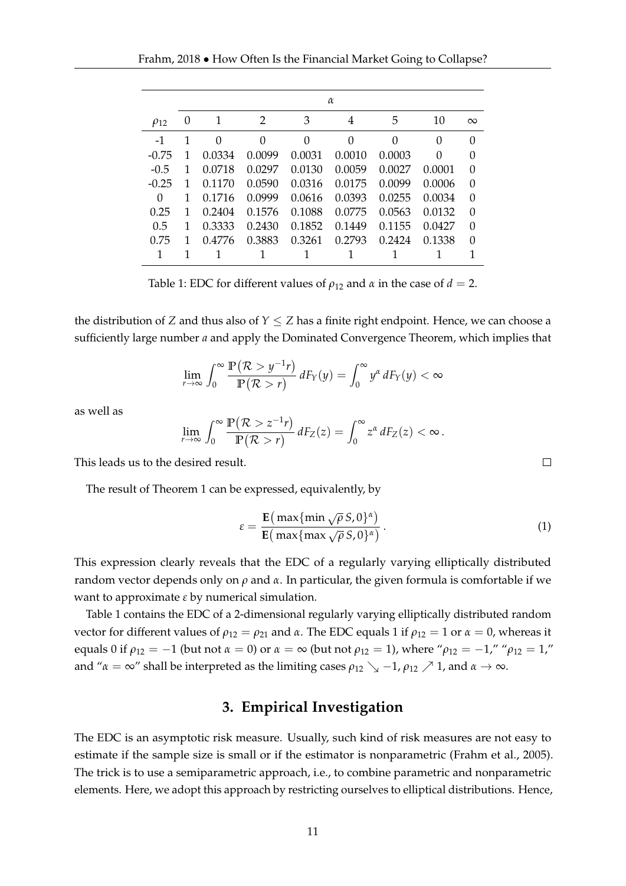| | $\alpha$ | | | | | | | |
|---|---|---|---|---|---|---|---|---|
| $\rho_{12}$ | 0 | 1 | 2 | 3 | 4 | 5 | 10 | $\infty$ |
| -1 | 1 | 0 | 0 | 0 | 0 | 0 | 0 | 0 |
| -0.75 | 1 | 0.0334 | 0.0099 | 0.0031 | 0.0010 | 0.0003 | 0 | 0 |
| -0.5 | 1 | 0.0718 | 0.0297 | 0.0130 | 0.0059 | 0.0027 | 0.0001 | 0 |
| -0.25 | 1 | 0.1170 | 0.0590 | 0.0316 | 0.0175 | 0.0099 | 0.0006 | 0 |
| 0 | 1 | 0.1716 | 0.0999 | 0.0616 | 0.0393 | 0.0255 | 0.0034 | 0 |
| 0.25 | 1 | 0.2404 | 0.1576 | 0.1088 | 0.0775 | 0.0563 | 0.0132 | 0 |
| 0.5 | 1 | 0.3333 | 0.2430 | 0.1852 | 0.1449 | 0.1155 | 0.0427 | 0 |
| 0.75 | 1 | 0.4776 | 0.3883 | 0.3261 | 0.2793 | 0.2424 | 0.1338 | 0 |
| 1 | 1 | 1 | 1 | 1 | 1 | 1 | 1 | 1 |

Table 1: EDC for different values of $\rho_{12}$ and $\alpha$ in the case of $d = 2$.

the distribution of $Z$ and thus also of $Y \leq Z$ has a finite right endpoint. Hence, we can choose a sufficiently large number $a$ and apply the Dominated Convergence Theorem, which implies that

$$\lim_{r\to\infty} \int_0^\infty \frac{\mathbb{P}(\mathcal{R} > y^{-1}r)}{\mathbb{P}(\mathcal{R} > r)}\, dF_Y(y) = \int_0^\infty y^\alpha \, dF_Y(y) < \infty$$

as well as

$$\lim_{r\to\infty} \int_0^\infty \frac{\mathbb{P}(\mathcal{R} > z^{-1}r)}{\mathbb{P}(\mathcal{R} > r)}\, dF_Z(z) = \int_0^\infty z^\alpha \, dF_Z(z) < \infty\,.$$

This leads us to the desired result. □

The result of Theorem 1 can be expressed, equivalently, by

$$\varepsilon = \frac{\mathbf{E}\big(\max\{\min \sqrt{\rho}\, S, 0\}^\alpha\big)}{\mathbf{E}\big(\max\{\max \sqrt{\rho}\, S, 0\}^\alpha\big)}\,. \tag{1}$$

This expression clearly reveals that the EDC of a regularly varying elliptically distributed random vector depends only on $\rho$ and $\alpha$. In particular, the given formula is comfortable if we want to approximate $\varepsilon$ by numerical simulation.

Table 1 contains the EDC of a 2-dimensional regularly varying elliptically distributed random vector for different values of $\rho_{12} = \rho_{21}$ and $\alpha$. The EDC equals 1 if $\rho_{12} = 1$ or $\alpha = 0$, whereas it equals 0 if $\rho_{12} = -1$ (but not $\alpha = 0$) or $\alpha = \infty$ (but not $\rho_{12} = 1$), where "$\rho_{12} = -1$," "$\rho_{12} = 1$," and "$\alpha = \infty$" shall be interpreted as the limiting cases $\rho_{12} \searrow -1$, $\rho_{12} \nearrow 1$, and $\alpha \to \infty$.

## 3. Empirical Investigation

The EDC is an asymptotic risk measure. Usually, such kind of risk measures are not easy to estimate if the sample size is small or if the estimator is nonparametric (Frahm et al., 2005). The trick is to use a semiparametric approach, i.e., to combine parametric and nonparametric elements. Here, we adopt this approach by restricting ourselves to elliptical distributions. Hence,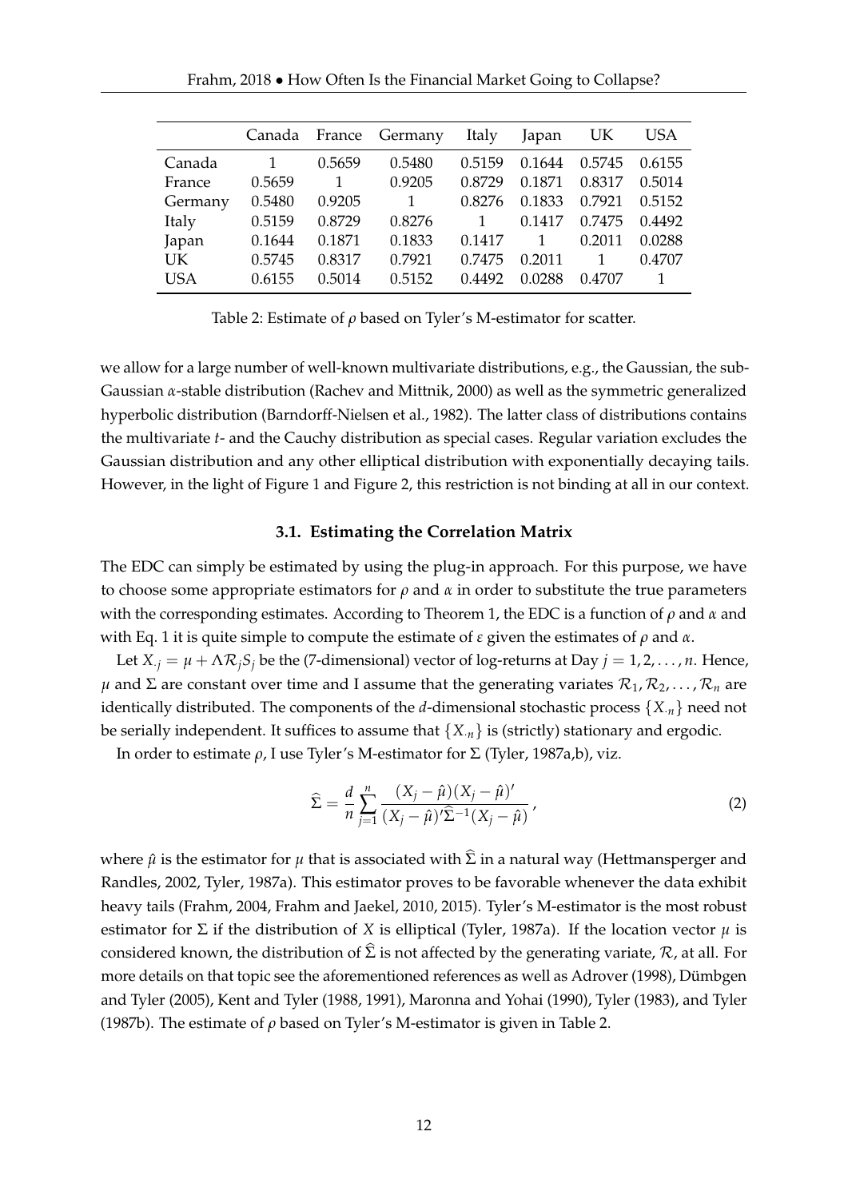|  | Canada | France | Germany | Italy | Japan | UK | USA |
|---|---|---|---|---|---|---|---|
| Canada | 1 | 0.5659 | 0.5480 | 0.5159 | 0.1644 | 0.5745 | 0.6155 |
| France | 0.5659 | 1 | 0.9205 | 0.8729 | 0.1871 | 0.8317 | 0.5014 |
| Germany | 0.5480 | 0.9205 | 1 | 0.8276 | 0.1833 | 0.7921 | 0.5152 |
| Italy | 0.5159 | 0.8729 | 0.8276 | 1 | 0.1417 | 0.7475 | 0.4492 |
| Japan | 0.1644 | 0.1871 | 0.1833 | 0.1417 | 1 | 0.2011 | 0.0288 |
| UK | 0.5745 | 0.8317 | 0.7921 | 0.7475 | 0.2011 | 1 | 0.4707 |
| USA | 0.6155 | 0.5014 | 0.5152 | 0.4492 | 0.0288 | 0.4707 | 1 |

Table 2: Estimate of $\rho$ based on Tyler's M-estimator for scatter.

we allow for a large number of well-known multivariate distributions, e.g., the Gaussian, the sub-Gaussian $\alpha$-stable distribution (Rachev and Mittnik, 2000) as well as the symmetric generalized hyperbolic distribution (Barndorff-Nielsen et al., 1982). The latter class of distributions contains the multivariate $t$- and the Cauchy distribution as special cases. Regular variation excludes the Gaussian distribution and any other elliptical distribution with exponentially decaying tails. However, in the light of Figure 1 and Figure 2, this restriction is not binding at all in our context.

### 3.1. Estimating the Correlation Matrix

The EDC can simply be estimated by using the plug-in approach. For this purpose, we have to choose some appropriate estimators for $\rho$ and $\alpha$ in order to substitute the true parameters with the corresponding estimates. According to Theorem 1, the EDC is a function of $\rho$ and $\alpha$ and with Eq. 1 it is quite simple to compute the estimate of $\varepsilon$ given the estimates of $\rho$ and $\alpha$.

Let $X_{\cdot j} = \mu + \Lambda \mathcal{R}_j S_j$ be the (7-dimensional) vector of log-returns at Day $j = 1, 2, \ldots, n$. Hence, $\mu$ and $\Sigma$ are constant over time and I assume that the generating variates $\mathcal{R}_1, \mathcal{R}_2, \ldots, \mathcal{R}_n$ are identically distributed. The components of the $d$-dimensional stochastic process $\{X_{\cdot n}\}$ need not be serially independent. It suffices to assume that $\{X_{\cdot n}\}$ is (strictly) stationary and ergodic.

In order to estimate $\rho$, I use Tyler's M-estimator for $\Sigma$ (Tyler, 1987a,b), viz.

$$\widehat{\Sigma} = \frac{d}{n} \sum_{j=1}^{n} \frac{(X_j - \hat{\mu})(X_j - \hat{\mu})'}{(X_j - \hat{\mu})' \widehat{\Sigma}^{-1} (X_j - \hat{\mu})}, \tag{2}$$

where $\hat{\mu}$ is the estimator for $\mu$ that is associated with $\widehat{\Sigma}$ in a natural way (Hettmansperger and Randles, 2002, Tyler, 1987a). This estimator proves to be favorable whenever the data exhibit heavy tails (Frahm, 2004, Frahm and Jaekel, 2010, 2015). Tyler's M-estimator is the most robust estimator for $\Sigma$ if the distribution of $X$ is elliptical (Tyler, 1987a). If the location vector $\mu$ is considered known, the distribution of $\widehat{\Sigma}$ is not affected by the generating variate, $\mathcal{R}$, at all. For more details on that topic see the aforementioned references as well as Adrover (1998), Dümbgen and Tyler (2005), Kent and Tyler (1988, 1991), Maronna and Yohai (1990), Tyler (1983), and Tyler (1987b). The estimate of $\rho$ based on Tyler's M-estimator is given in Table 2.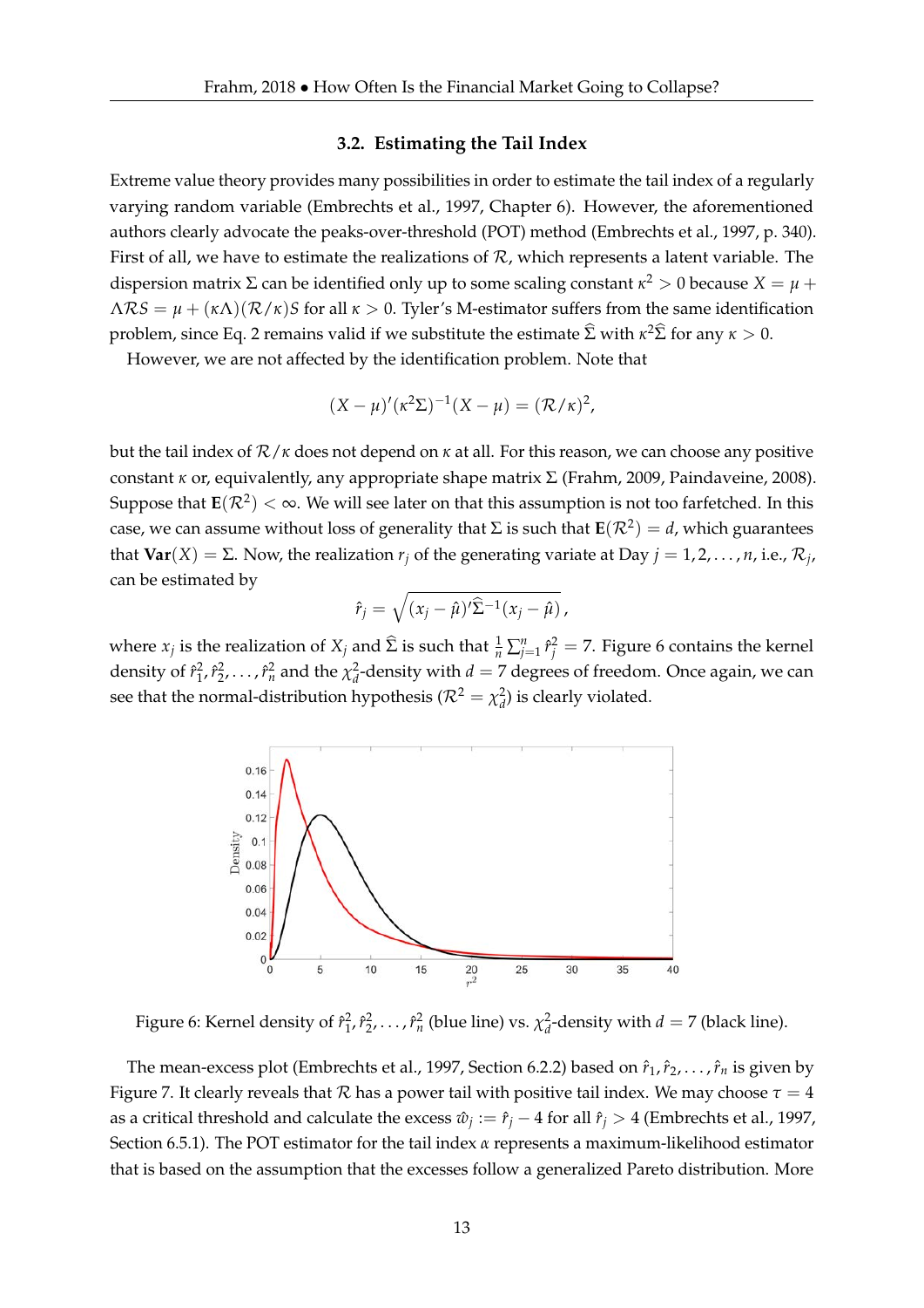### 3.2. Estimating the Tail Index

Extreme value theory provides many possibilities in order to estimate the tail index of a regularly varying random variable (Embrechts et al., 1997, Chapter 6). However, the aforementioned authors clearly advocate the peaks-over-threshold (POT) method (Embrechts et al., 1997, p. 340). First of all, we have to estimate the realizations of $\mathcal{R}$, which represents a latent variable. The dispersion matrix $\Sigma$ can be identified only up to some scaling constant $\kappa^2 > 0$ because $X = \mu + \Lambda\mathcal{R}S = \mu + (\kappa\Lambda)(\mathcal{R}/\kappa)S$ for all $\kappa > 0$. Tyler's M-estimator suffers from the same identification problem, since Eq. 2 remains valid if we substitute the estimate $\widehat{\Sigma}$ with $\kappa^2\widehat{\Sigma}$ for any $\kappa > 0$.

However, we are not affected by the identification problem. Note that

$$(X-\mu)'(\kappa^2\Sigma)^{-1}(X-\mu) = (\mathcal{R}/\kappa)^2,$$

but the tail index of $\mathcal{R}/\kappa$ does not depend on $\kappa$ at all. For this reason, we can choose any positive constant $\kappa$ or, equivalently, any appropriate shape matrix $\Sigma$ (Frahm, 2009, Paindaveine, 2008). Suppose that $\mathbf{E}(\mathcal{R}^2) < \infty$. We will see later on that this assumption is not too farfetched. In this case, we can assume without loss of generality that $\Sigma$ is such that $\mathbf{E}(\mathcal{R}^2) = d$, which guarantees that $\mathbf{Var}(X) = \Sigma$. Now, the realization $r_j$ of the generating variate at Day $j = 1, 2, \ldots, n$, i.e., $\mathcal{R}_j$, can be estimated by

$$\hat{r}_j = \sqrt{(x_j - \hat{\mu})'\widehat{\Sigma}^{-1}(x_j - \hat{\mu})}\,,$$

where $x_j$ is the realization of $X_j$ and $\widehat{\Sigma}$ is such that $\frac{1}{n}\sum_{j=1}^{n}\hat{r}_j^2 = 7$. Figure 6 contains the kernel density of $\hat{r}_1^2, \hat{r}_2^2, \ldots, \hat{r}_n^2$ and the $\chi^2_d$-density with $d = 7$ degrees of freedom. Once again, we can see that the normal-distribution hypothesis ($\mathcal{R}^2 = \chi^2_d$) is clearly violated.

Figure 6: Kernel density of $\hat{r}_1^2, \hat{r}_2^2, \ldots, \hat{r}_n^2$ (blue line) vs. $\chi^2_d$-density with $d = 7$ (black line).

The mean-excess plot (Embrechts et al., 1997, Section 6.2.2) based on $\hat{r}_1, \hat{r}_2, \ldots, \hat{r}_n$ is given by Figure 7. It clearly reveals that $\mathcal{R}$ has a power tail with positive tail index. We may choose $\tau = 4$ as a critical threshold and calculate the excess $\hat{w}_j := \hat{r}_j - 4$ for all $\hat{r}_j > 4$ (Embrechts et al., 1997, Section 6.5.1). The POT estimator for the tail index $\alpha$ represents a maximum-likelihood estimator that is based on the assumption that the excesses follow a generalized Pareto distribution. More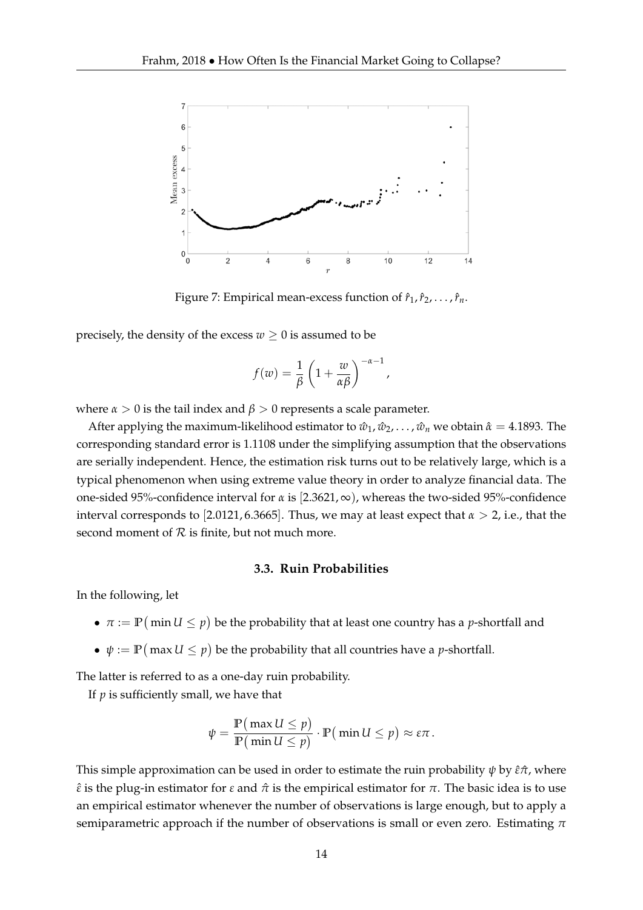Figure 7: Empirical mean-excess function of $\hat{r}_1, \hat{r}_2, \dots, \hat{r}_n$.

precisely, the density of the excess $w \geq 0$ is assumed to be

$$f(w) = \frac{1}{\beta}\left(1 + \frac{w}{\alpha\beta}\right)^{-\alpha-1},$$

where $\alpha > 0$ is the tail index and $\beta > 0$ represents a scale parameter.

After applying the maximum-likelihood estimator to $\hat{w}_1, \hat{w}_2, \dots, \hat{w}_n$ we obtain $\hat{\alpha} = 4.1893$. The corresponding standard error is 1.1108 under the simplifying assumption that the observations are serially independent. Hence, the estimation risk turns out to be relatively large, which is a typical phenomenon when using extreme value theory in order to analyze financial data. The one-sided 95%-confidence interval for $\alpha$ is $[2.3621, \infty)$, whereas the two-sided 95%-confidence interval corresponds to $[2.0121, 6.3665]$. Thus, we may at least expect that $\alpha > 2$, i.e., that the second moment of $\mathcal{R}$ is finite, but not much more.

### 3.3. Ruin Probabilities

In the following, let

- $\pi := \mathbb{P}(\min U \leq p)$ be the probability that at least one country has a $p$-shortfall and
- $\psi := \mathbb{P}(\max U \leq p)$ be the probability that all countries have a $p$-shortfall.

The latter is referred to as a one-day ruin probability.

If $p$ is sufficiently small, we have that

$$\psi = \frac{\mathbb{P}(\max U \leq p)}{\mathbb{P}(\min U \leq p)} \cdot \mathbb{P}(\min U \leq p) \approx \varepsilon\pi.$$

This simple approximation can be used in order to estimate the ruin probability $\psi$ by $\hat{\varepsilon}\hat{\pi}$, where $\hat{\varepsilon}$ is the plug-in estimator for $\varepsilon$ and $\hat{\pi}$ is the empirical estimator for $\pi$. The basic idea is to use an empirical estimator whenever the number of observations is large enough, but to apply a semiparametric approach if the number of observations is small or even zero. Estimating $\pi$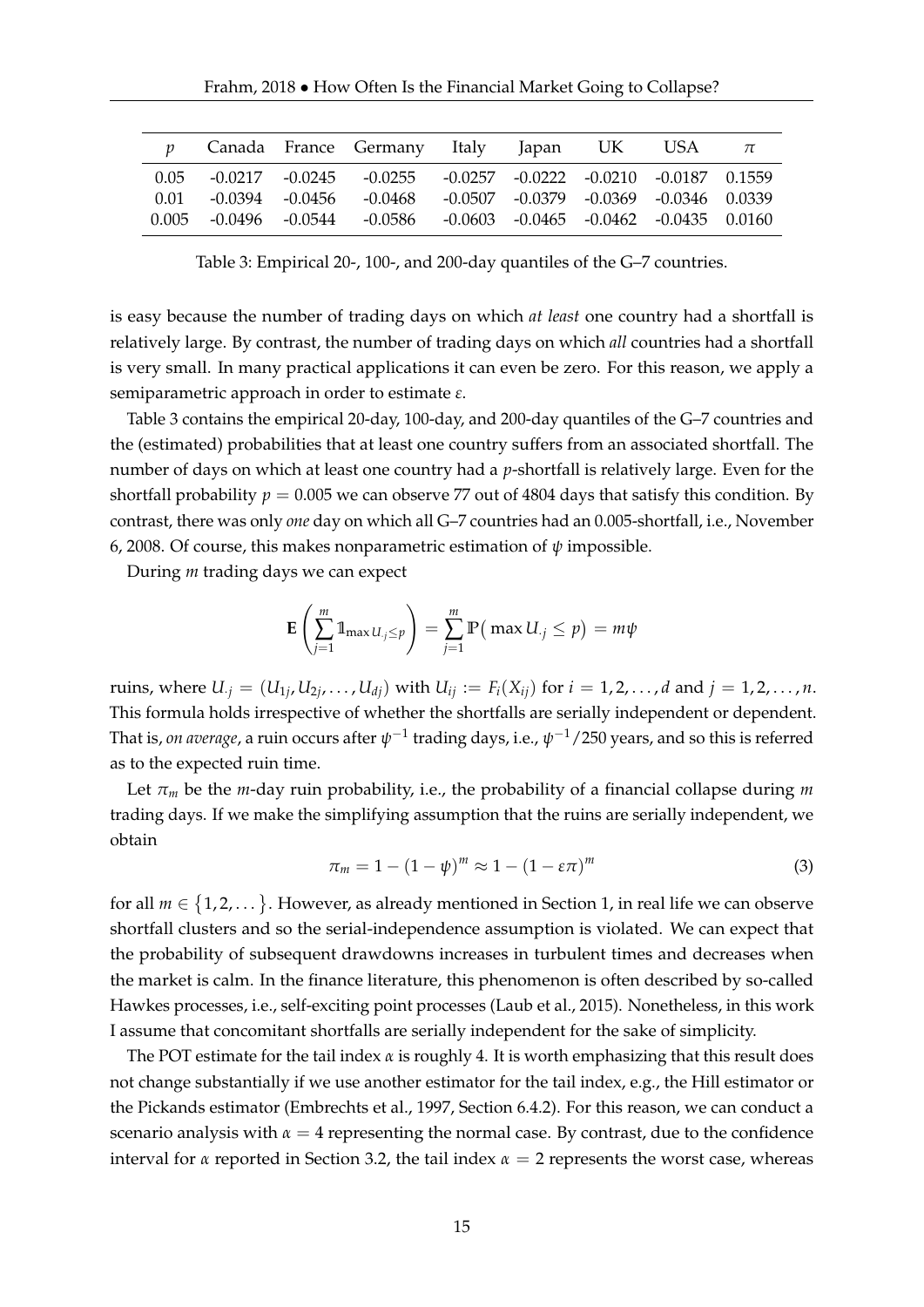| $p$ | Canada | France | Germany | Italy | Japan | UK | USA | $\pi$ |
|---|---|---|---|---|---|---|---|---|
| 0.05 | -0.0217 | -0.0245 | -0.0255 | -0.0257 | -0.0222 | -0.0210 | -0.0187 | 0.1559 |
| 0.01 | -0.0394 | -0.0456 | -0.0468 | -0.0507 | -0.0379 | -0.0369 | -0.0346 | 0.0339 |
| 0.005 | -0.0496 | -0.0544 | -0.0586 | -0.0603 | -0.0465 | -0.0462 | -0.0435 | 0.0160 |

Table 3: Empirical 20-, 100-, and 200-day quantiles of the G–7 countries.

is easy because the number of trading days on which *at least* one country had a shortfall is relatively large. By contrast, the number of trading days on which *all* countries had a shortfall is very small. In many practical applications it can even be zero. For this reason, we apply a semiparametric approach in order to estimate $\varepsilon$.

Table 3 contains the empirical 20-day, 100-day, and 200-day quantiles of the G–7 countries and the (estimated) probabilities that at least one country suffers from an associated shortfall. The number of days on which at least one country had a $p$-shortfall is relatively large. Even for the shortfall probability $p = 0.005$ we can observe 77 out of 4804 days that satisfy this condition. By contrast, there was only *one* day on which all G–7 countries had an 0.005-shortfall, i.e., November 6, 2008. Of course, this makes nonparametric estimation of $\psi$ impossible.

During $m$ trading days we can expect

$$\mathbf{E}\left(\sum_{j=1}^{m} \mathbb{1}_{\max U_{\cdot j} \leq p}\right) = \sum_{j=1}^{m} \mathbb{P}\big(\max U_{\cdot j} \leq p\big) = m\psi$$

ruins, where $U_{\cdot j} = (U_{1j}, U_{2j}, \dots, U_{dj})$ with $U_{ij} := F_i(X_{ij})$ for $i = 1, 2, \dots, d$ and $j = 1, 2, \dots, n$. This formula holds irrespective of whether the shortfalls are serially independent or dependent. That is, *on average*, a ruin occurs after $\psi^{-1}$ trading days, i.e., $\psi^{-1}/250$ years, and so this is referred as to the expected ruin time.

Let $\pi_m$ be the $m$-day ruin probability, i.e., the probability of a financial collapse during $m$ trading days. If we make the simplifying assumption that the ruins are serially independent, we obtain

$$\pi_m = 1 - (1 - \psi)^m \approx 1 - (1 - \varepsilon\pi)^m \tag{3}$$

for all $m \in \{1, 2, \dots\}$. However, as already mentioned in Section 1, in real life we can observe shortfall clusters and so the serial-independence assumption is violated. We can expect that the probability of subsequent drawdowns increases in turbulent times and decreases when the market is calm. In the finance literature, this phenomenon is often described by so-called Hawkes processes, i.e., self-exciting point processes (Laub et al., 2015). Nonetheless, in this work I assume that concomitant shortfalls are serially independent for the sake of simplicity.

The POT estimate for the tail index $\alpha$ is roughly 4. It is worth emphasizing that this result does not change substantially if we use another estimator for the tail index, e.g., the Hill estimator or the Pickands estimator (Embrechts et al., 1997, Section 6.4.2). For this reason, we can conduct a scenario analysis with $\alpha = 4$ representing the normal case. By contrast, due to the confidence interval for $\alpha$ reported in Section 3.2, the tail index $\alpha = 2$ represents the worst case, whereas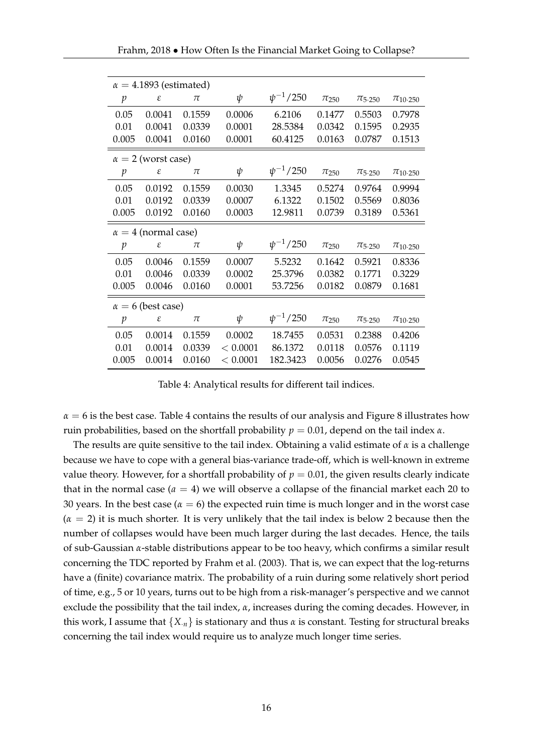| $\alpha = 4.1893$ (estimated) | | | | | | | |
|---|---|---|---|---|---|---|---|
| $p$ | $\varepsilon$ | $\pi$ | $\psi$ | $\psi^{-1}/250$ | $\pi_{250}$ | $\pi_{5 \cdot 250}$ | $\pi_{10 \cdot 250}$ |
| 0.05 | 0.0041 | 0.1559 | 0.0006 | 6.2106 | 0.1477 | 0.5503 | 0.7978 |
| 0.01 | 0.0041 | 0.0339 | 0.0001 | 28.5384 | 0.0342 | 0.1595 | 0.2935 |
| 0.005 | 0.0041 | 0.0160 | 0.0001 | 60.4125 | 0.0163 | 0.0787 | 0.1513 |
| $\alpha = 2$ (worst case) | | | | | | | |
| $p$ | $\varepsilon$ | $\pi$ | $\psi$ | $\psi^{-1}/250$ | $\pi_{250}$ | $\pi_{5 \cdot 250}$ | $\pi_{10 \cdot 250}$ |
| 0.05 | 0.0192 | 0.1559 | 0.0030 | 1.3345 | 0.5274 | 0.9764 | 0.9994 |
| 0.01 | 0.0192 | 0.0339 | 0.0007 | 6.1322 | 0.1502 | 0.5569 | 0.8036 |
| 0.005 | 0.0192 | 0.0160 | 0.0003 | 12.9811 | 0.0739 | 0.3189 | 0.5361 |
| $\alpha = 4$ (normal case) | | | | | | | |
| $p$ | $\varepsilon$ | $\pi$ | $\psi$ | $\psi^{-1}/250$ | $\pi_{250}$ | $\pi_{5 \cdot 250}$ | $\pi_{10 \cdot 250}$ |
| 0.05 | 0.0046 | 0.1559 | 0.0007 | 5.5232 | 0.1642 | 0.5921 | 0.8336 |
| 0.01 | 0.0046 | 0.0339 | 0.0002 | 25.3796 | 0.0382 | 0.1771 | 0.3229 |
| 0.005 | 0.0046 | 0.0160 | 0.0001 | 53.7256 | 0.0182 | 0.0879 | 0.1681 |
| $\alpha = 6$ (best case) | | | | | | | |
| $p$ | $\varepsilon$ | $\pi$ | $\psi$ | $\psi^{-1}/250$ | $\pi_{250}$ | $\pi_{5 \cdot 250}$ | $\pi_{10 \cdot 250}$ |
| 0.05 | 0.0014 | 0.1559 | 0.0002 | 18.7455 | 0.0531 | 0.2388 | 0.4206 |
| 0.01 | 0.0014 | 0.0339 | $< 0.0001$ | 86.1372 | 0.0118 | 0.0576 | 0.1119 |
| 0.005 | 0.0014 | 0.0160 | $< 0.0001$ | 182.3423 | 0.0056 | 0.0276 | 0.0545 |

Table 4: Analytical results for different tail indices.

$\alpha = 6$ is the best case. Table 4 contains the results of our analysis and Figure 8 illustrates how ruin probabilities, based on the shortfall probability $p = 0.01$, depend on the tail index $\alpha$.

The results are quite sensitive to the tail index. Obtaining a valid estimate of $\alpha$ is a challenge because we have to cope with a general bias-variance trade-off, which is well-known in extreme value theory. However, for a shortfall probability of $p = 0.01$, the given results clearly indicate that in the normal case ($a = 4$) we will observe a collapse of the financial market each 20 to 30 years. In the best case ($\alpha = 6$) the expected ruin time is much longer and in the worst case ($\alpha = 2$) it is much shorter. It is very unlikely that the tail index is below 2 because then the number of collapses would have been much larger during the last decades. Hence, the tails of sub-Gaussian $\alpha$-stable distributions appear to be too heavy, which confirms a similar result concerning the TDC reported by Frahm et al. (2003). That is, we can expect that the log-returns have a (finite) covariance matrix. The probability of a ruin during some relatively short period of time, e.g., 5 or 10 years, turns out to be high from a risk-manager's perspective and we cannot exclude the possibility that the tail index, $\alpha$, increases during the coming decades. However, in this work, I assume that $\{X_{\cdot n}\}$ is stationary and thus $\alpha$ is constant. Testing for structural breaks concerning the tail index would require us to analyze much longer time series.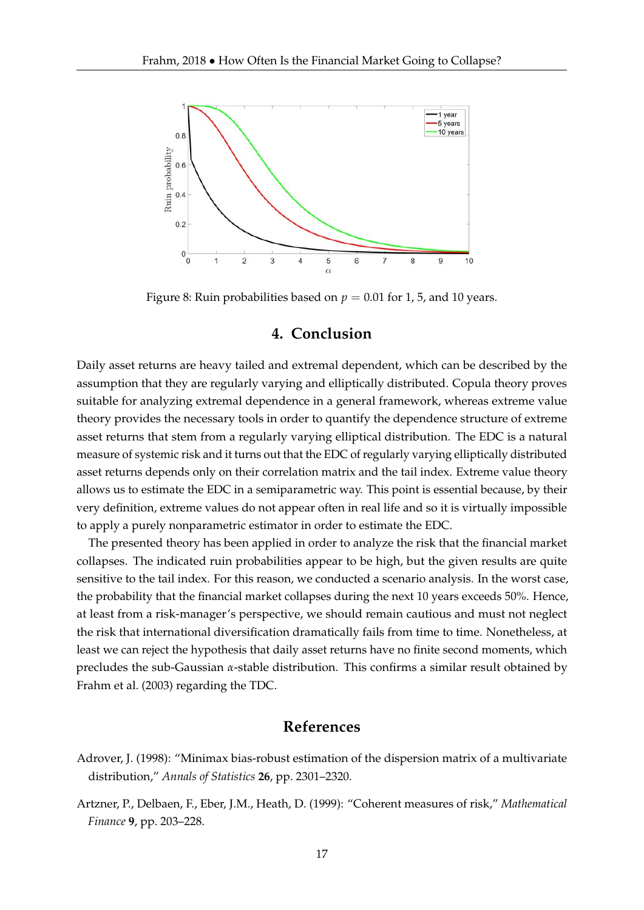Figure 8: Ruin probabilities based on $p = 0.01$ for 1, 5, and 10 years.

## 4. Conclusion

Daily asset returns are heavy tailed and extremal dependent, which can be described by the assumption that they are regularly varying and elliptically distributed. Copula theory proves suitable for analyzing extremal dependence in a general framework, whereas extreme value theory provides the necessary tools in order to quantify the dependence structure of extreme asset returns that stem from a regularly varying elliptical distribution. The EDC is a natural measure of systemic risk and it turns out that the EDC of regularly varying elliptically distributed asset returns depends only on their correlation matrix and the tail index. Extreme value theory allows us to estimate the EDC in a semiparametric way. This point is essential because, by their very definition, extreme values do not appear often in real life and so it is virtually impossible to apply a purely nonparametric estimator in order to estimate the EDC.

The presented theory has been applied in order to analyze the risk that the financial market collapses. The indicated ruin probabilities appear to be high, but the given results are quite sensitive to the tail index. For this reason, we conducted a scenario analysis. In the worst case, the probability that the financial market collapses during the next 10 years exceeds 50%. Hence, at least from a risk-manager's perspective, we should remain cautious and must not neglect the risk that international diversification dramatically fails from time to time. Nonetheless, at least we can reject the hypothesis that daily asset returns have no finite second moments, which precludes the sub-Gaussian $\alpha$-stable distribution. This confirms a similar result obtained by Frahm et al. (2003) regarding the TDC.

## References

Adrover, J. (1998): "Minimax bias-robust estimation of the dispersion matrix of a multivariate distribution," *Annals of Statistics* **26**, pp. 2301–2320.

Artzner, P., Delbaen, F., Eber, J.M., Heath, D. (1999): "Coherent measures of risk," *Mathematical Finance* **9**, pp. 203–228.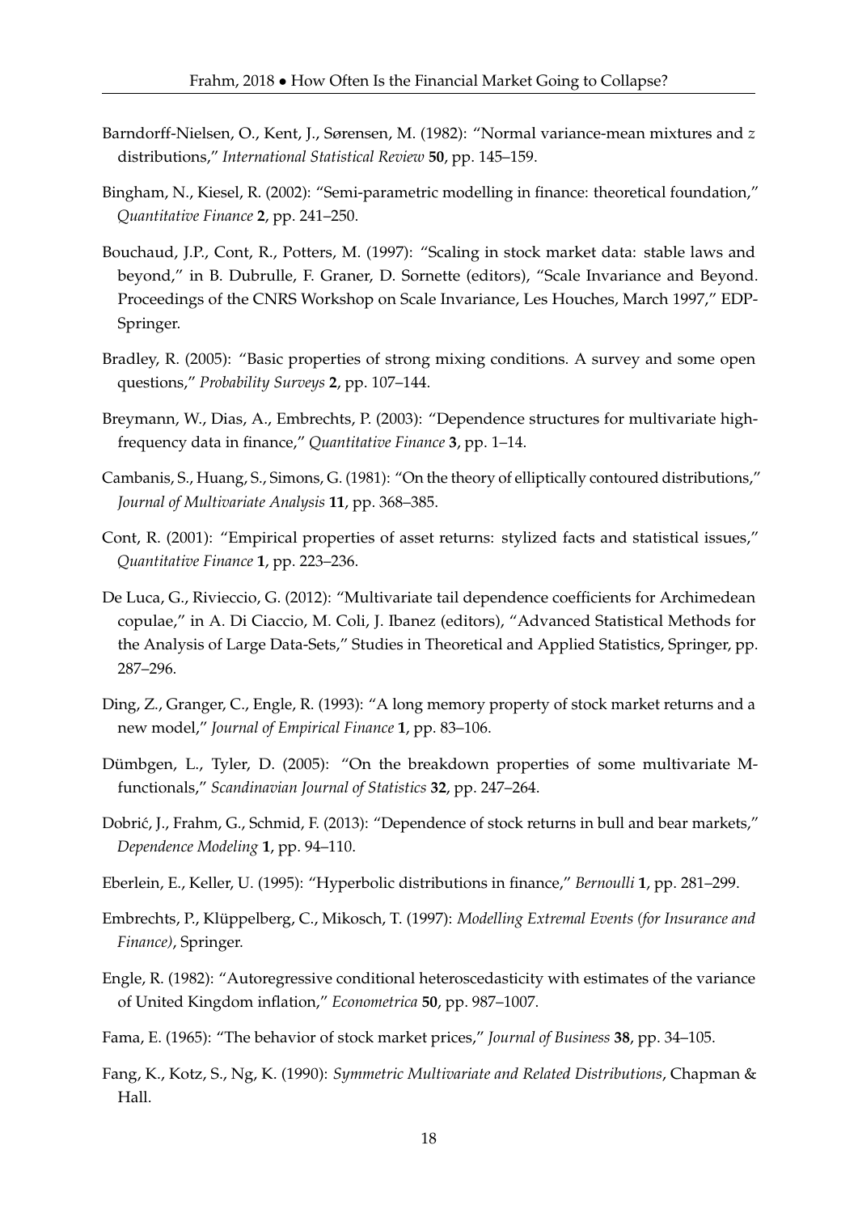Barndorff-Nielsen, O., Kent, J., Sørensen, M. (1982): "Normal variance-mean mixtures and $z$ distributions," *International Statistical Review* **50**, pp. 145–159.

Bingham, N., Kiesel, R. (2002): "Semi-parametric modelling in finance: theoretical foundation," *Quantitative Finance* **2**, pp. 241–250.

Bouchaud, J.P., Cont, R., Potters, M. (1997): "Scaling in stock market data: stable laws and beyond," in B. Dubrulle, F. Graner, D. Sornette (editors), "Scale Invariance and Beyond. Proceedings of the CNRS Workshop on Scale Invariance, Les Houches, March 1997," EDP-Springer.

Bradley, R. (2005): "Basic properties of strong mixing conditions. A survey and some open questions," *Probability Surveys* **2**, pp. 107–144.

Breymann, W., Dias, A., Embrechts, P. (2003): "Dependence structures for multivariate high-frequency data in finance," *Quantitative Finance* **3**, pp. 1–14.

Cambanis, S., Huang, S., Simons, G. (1981): "On the theory of elliptically contoured distributions," *Journal of Multivariate Analysis* **11**, pp. 368–385.

Cont, R. (2001): "Empirical properties of asset returns: stylized facts and statistical issues," *Quantitative Finance* **1**, pp. 223–236.

De Luca, G., Rivieccio, G. (2012): "Multivariate tail dependence coefficients for Archimedean copulae," in A. Di Ciaccio, M. Coli, J. Ibanez (editors), "Advanced Statistical Methods for the Analysis of Large Data-Sets," Studies in Theoretical and Applied Statistics, Springer, pp. 287–296.

Ding, Z., Granger, C., Engle, R. (1993): "A long memory property of stock market returns and a new model," *Journal of Empirical Finance* **1**, pp. 83–106.

Dümbgen, L., Tyler, D. (2005): "On the breakdown properties of some multivariate M-functionals," *Scandinavian Journal of Statistics* **32**, pp. 247–264.

Dobrić, J., Frahm, G., Schmid, F. (2013): "Dependence of stock returns in bull and bear markets," *Dependence Modeling* **1**, pp. 94–110.

Eberlein, E., Keller, U. (1995): "Hyperbolic distributions in finance," *Bernoulli* **1**, pp. 281–299.

Embrechts, P., Klüppelberg, C., Mikosch, T. (1997): *Modelling Extremal Events (for Insurance and Finance)*, Springer.

Engle, R. (1982): "Autoregressive conditional heteroscedasticity with estimates of the variance of United Kingdom inflation," *Econometrica* **50**, pp. 987–1007.

Fama, E. (1965): "The behavior of stock market prices," *Journal of Business* **38**, pp. 34–105.

Fang, K., Kotz, S., Ng, K. (1990): *Symmetric Multivariate and Related Distributions*, Chapman & Hall.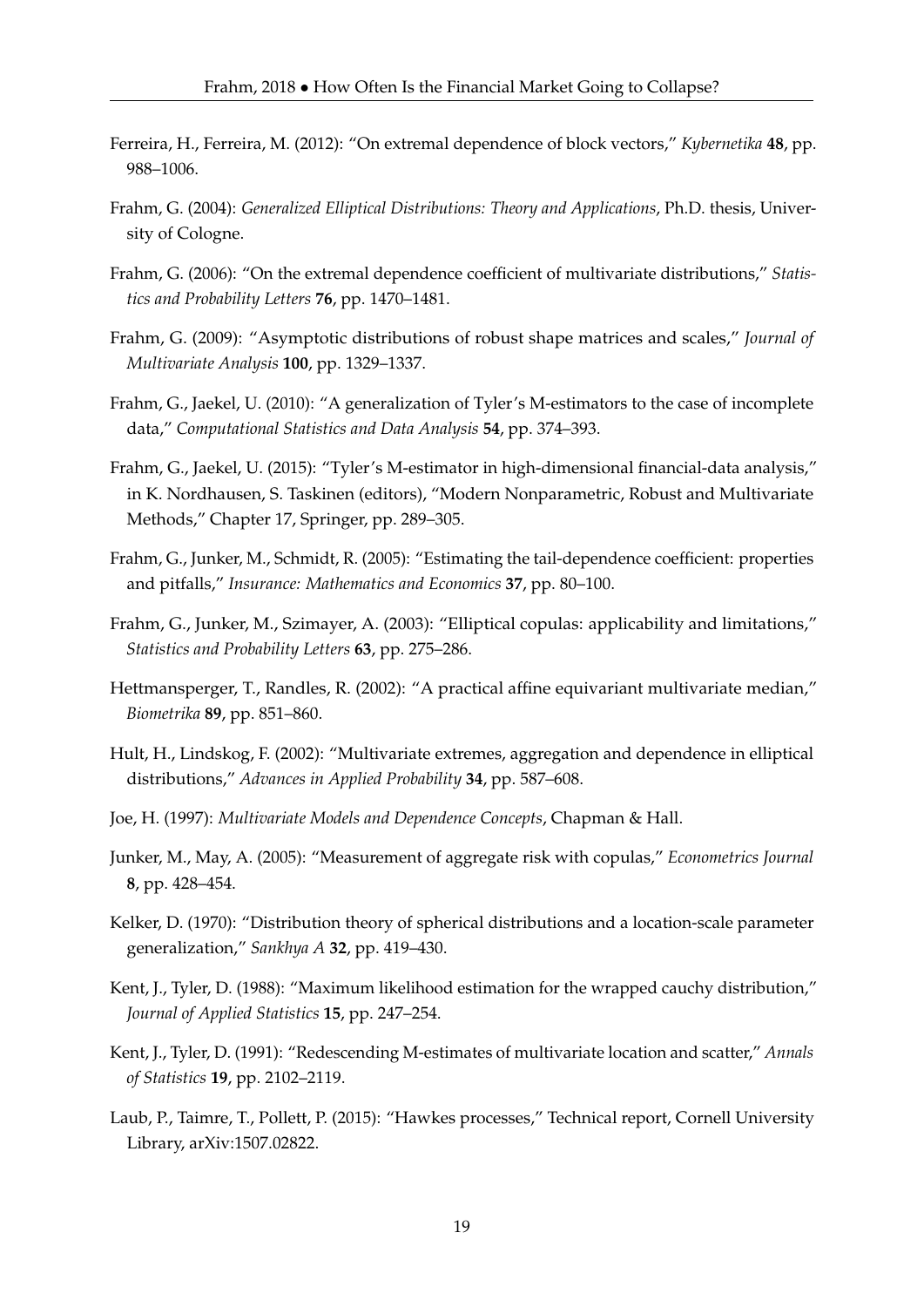Ferreira, H., Ferreira, M. (2012): "On extremal dependence of block vectors," *Kybernetika* **48**, pp. 988–1006.

Frahm, G. (2004): *Generalized Elliptical Distributions: Theory and Applications*, Ph.D. thesis, University of Cologne.

Frahm, G. (2006): "On the extremal dependence coefficient of multivariate distributions," *Statistics and Probability Letters* **76**, pp. 1470–1481.

Frahm, G. (2009): "Asymptotic distributions of robust shape matrices and scales," *Journal of Multivariate Analysis* **100**, pp. 1329–1337.

Frahm, G., Jaekel, U. (2010): "A generalization of Tyler's M-estimators to the case of incomplete data," *Computational Statistics and Data Analysis* **54**, pp. 374–393.

Frahm, G., Jaekel, U. (2015): "Tyler's M-estimator in high-dimensional financial-data analysis," in K. Nordhausen, S. Taskinen (editors), "Modern Nonparametric, Robust and Multivariate Methods," Chapter 17, Springer, pp. 289–305.

Frahm, G., Junker, M., Schmidt, R. (2005): "Estimating the tail-dependence coefficient: properties and pitfalls," *Insurance: Mathematics and Economics* **37**, pp. 80–100.

Frahm, G., Junker, M., Szimayer, A. (2003): "Elliptical copulas: applicability and limitations," *Statistics and Probability Letters* **63**, pp. 275–286.

Hettmansperger, T., Randles, R. (2002): "A practical affine equivariant multivariate median," *Biometrika* **89**, pp. 851–860.

Hult, H., Lindskog, F. (2002): "Multivariate extremes, aggregation and dependence in elliptical distributions," *Advances in Applied Probability* **34**, pp. 587–608.

Joe, H. (1997): *Multivariate Models and Dependence Concepts*, Chapman & Hall.

Junker, M., May, A. (2005): "Measurement of aggregate risk with copulas," *Econometrics Journal* **8**, pp. 428–454.

Kelker, D. (1970): "Distribution theory of spherical distributions and a location-scale parameter generalization," *Sankhya A* **32**, pp. 419–430.

Kent, J., Tyler, D. (1988): "Maximum likelihood estimation for the wrapped cauchy distribution," *Journal of Applied Statistics* **15**, pp. 247–254.

Kent, J., Tyler, D. (1991): "Redescending M-estimates of multivariate location and scatter," *Annals of Statistics* **19**, pp. 2102–2119.

Laub, P., Taimre, T., Pollett, P. (2015): "Hawkes processes," Technical report, Cornell University Library, arXiv:1507.02822.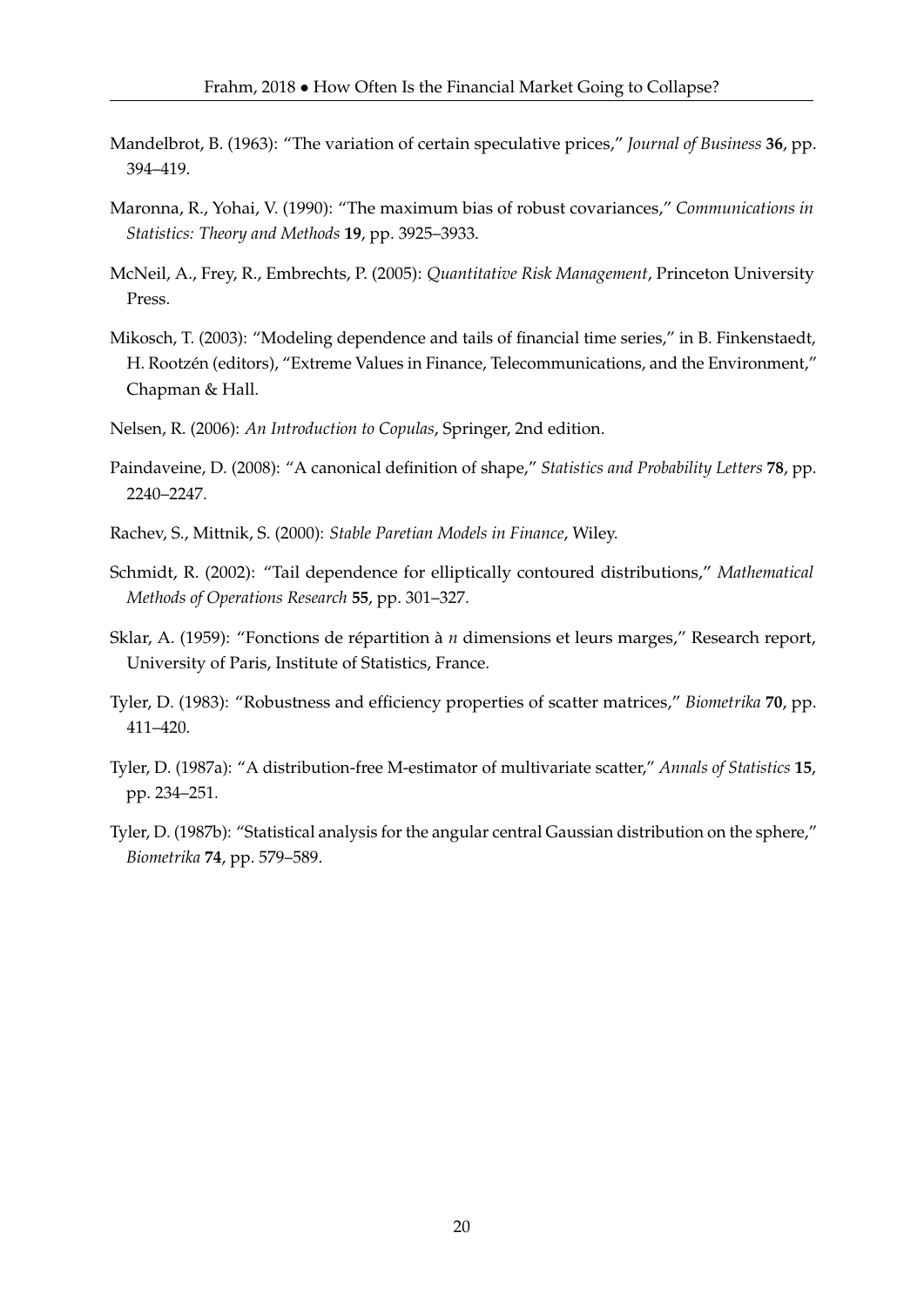Mandelbrot, B. (1963): "The variation of certain speculative prices," *Journal of Business* **36**, pp. 394–419.

Maronna, R., Yohai, V. (1990): "The maximum bias of robust covariances," *Communications in Statistics: Theory and Methods* **19**, pp. 3925–3933.

McNeil, A., Frey, R., Embrechts, P. (2005): *Quantitative Risk Management*, Princeton University Press.

Mikosch, T. (2003): "Modeling dependence and tails of financial time series," in B. Finkenstaedt, H. Rootzén (editors), "Extreme Values in Finance, Telecommunications, and the Environment," Chapman & Hall.

Nelsen, R. (2006): *An Introduction to Copulas*, Springer, 2nd edition.

Paindaveine, D. (2008): "A canonical definition of shape," *Statistics and Probability Letters* **78**, pp. 2240–2247.

Rachev, S., Mittnik, S. (2000): *Stable Paretian Models in Finance*, Wiley.

Schmidt, R. (2002): "Tail dependence for elliptically contoured distributions," *Mathematical Methods of Operations Research* **55**, pp. 301–327.

Sklar, A. (1959): "Fonctions de répartition à *n* dimensions et leurs marges," Research report, University of Paris, Institute of Statistics, France.

Tyler, D. (1983): "Robustness and efficiency properties of scatter matrices," *Biometrika* **70**, pp. 411–420.

Tyler, D. (1987a): "A distribution-free M-estimator of multivariate scatter," *Annals of Statistics* **15**, pp. 234–251.

Tyler, D. (1987b): "Statistical analysis for the angular central Gaussian distribution on the sphere," *Biometrika* **74**, pp. 579–589.